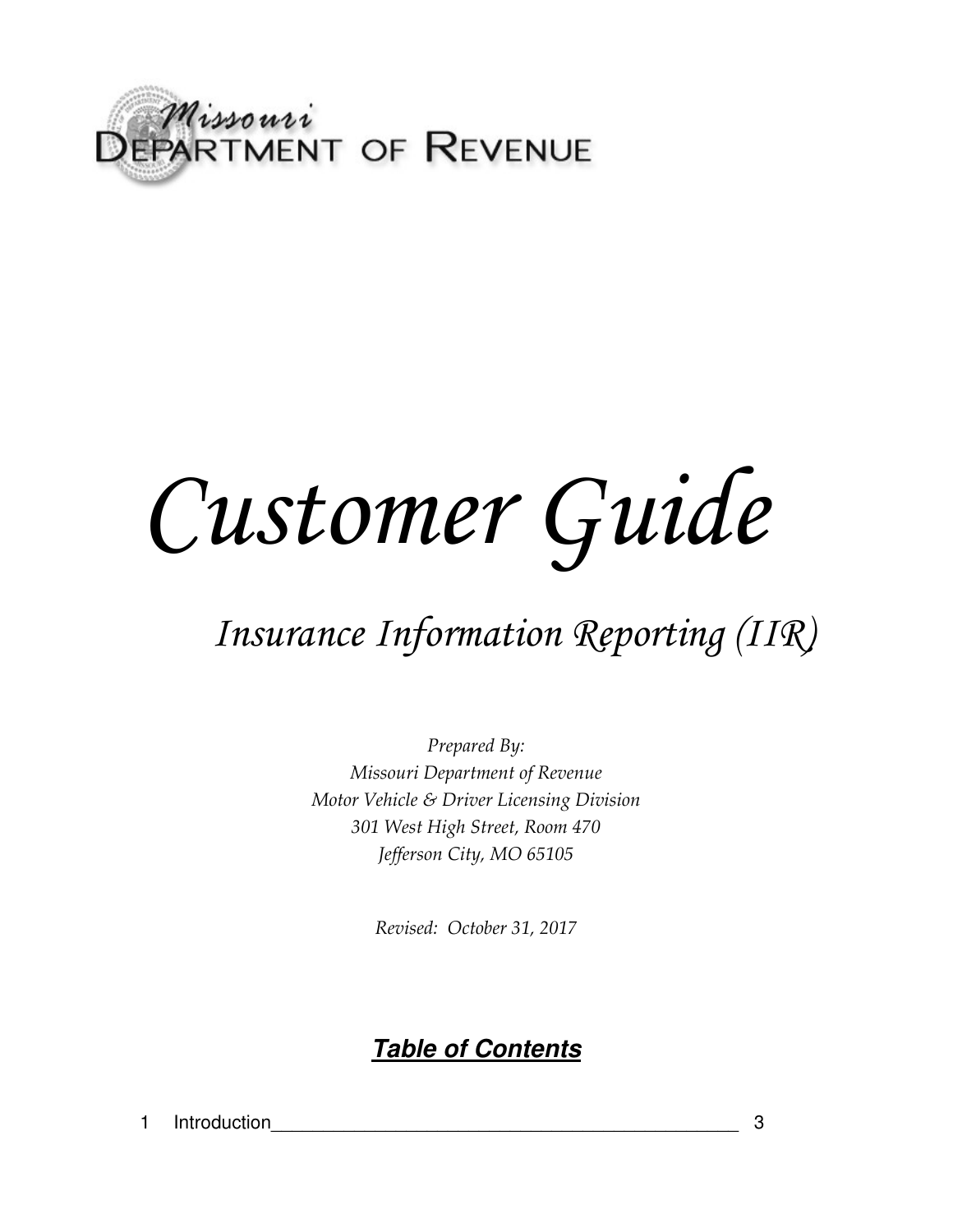Missouri DEPARTMENT OF REVENUE

# Customer Guide

## Insurance Information Reporting (IIR)

*Prepared By:*
*Missouri Department of Revenue*
*Motor Vehicle & Driver Licensing Division*
*301 West High Street, Room 470*
*Jefferson City, MO 65105*

*Revised: October 31, 2017*

## ***Table of Contents***

1 Introduction_______________________________________________ 3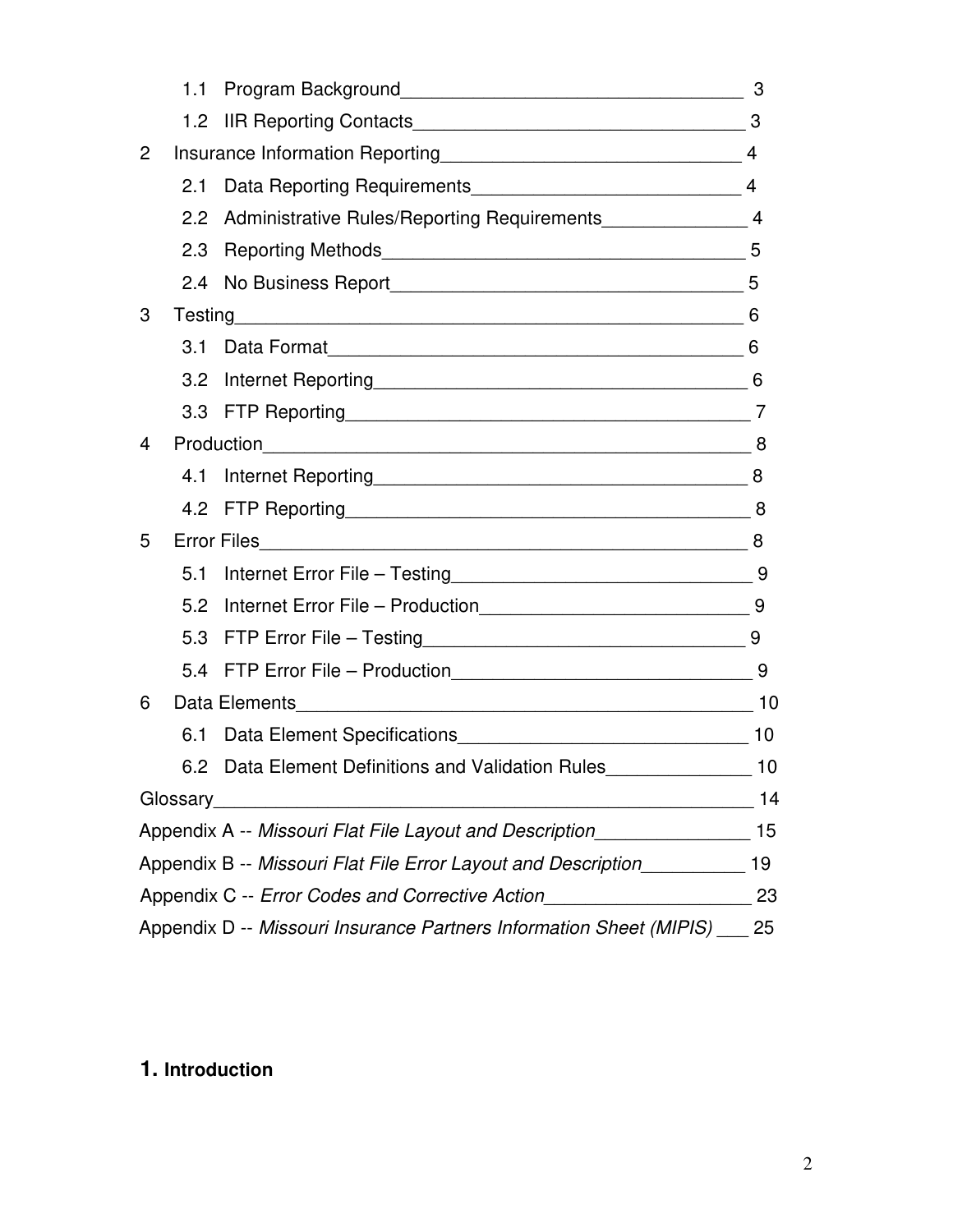1.1 Program Background _______________________________ 3

1.2 IIR Reporting Contacts _______________________________ 3

2 Insurance Information Reporting _______________________________ 4

2.1 Data Reporting Requirements _______________________________ 4

2.2 Administrative Rules/Reporting Requirements _______________ 4

2.3 Reporting Methods _______________________________ 5

2.4 No Business Report _______________________________ 5

3 Testing _______________________________ 6

3.1 Data Format _______________________________ 6

3.2 Internet Reporting _______________________________ 6

3.3 FTP Reporting _______________________________ 7

4 Production _______________________________ 8

4.1 Internet Reporting _______________________________ 8

4.2 FTP Reporting _______________________________ 8

5 Error Files _______________________________ 8

5.1 Internet Error File – Testing _______________________________ 9

5.2 Internet Error File – Production _______________________________ 9

5.3 FTP Error File – Testing _______________________________ 9

5.4 FTP Error File – Production _______________________________ 9

6 Data Elements _______________________________ 10

6.1 Data Element Specifications _______________________________ 10

6.2 Data Element Definitions and Validation Rules _______________ 10

Glossary _______________________________ 14

Appendix A -- *Missouri Flat File Layout and Description* _______________ 15

Appendix B -- *Missouri Flat File Error Layout and Description* __________ 19

Appendix C -- *Error Codes and Corrective Action* ____________________ 23

Appendix D -- *Missouri Insurance Partners Information Sheet (MIPIS)* ___ 25

# 1. Introduction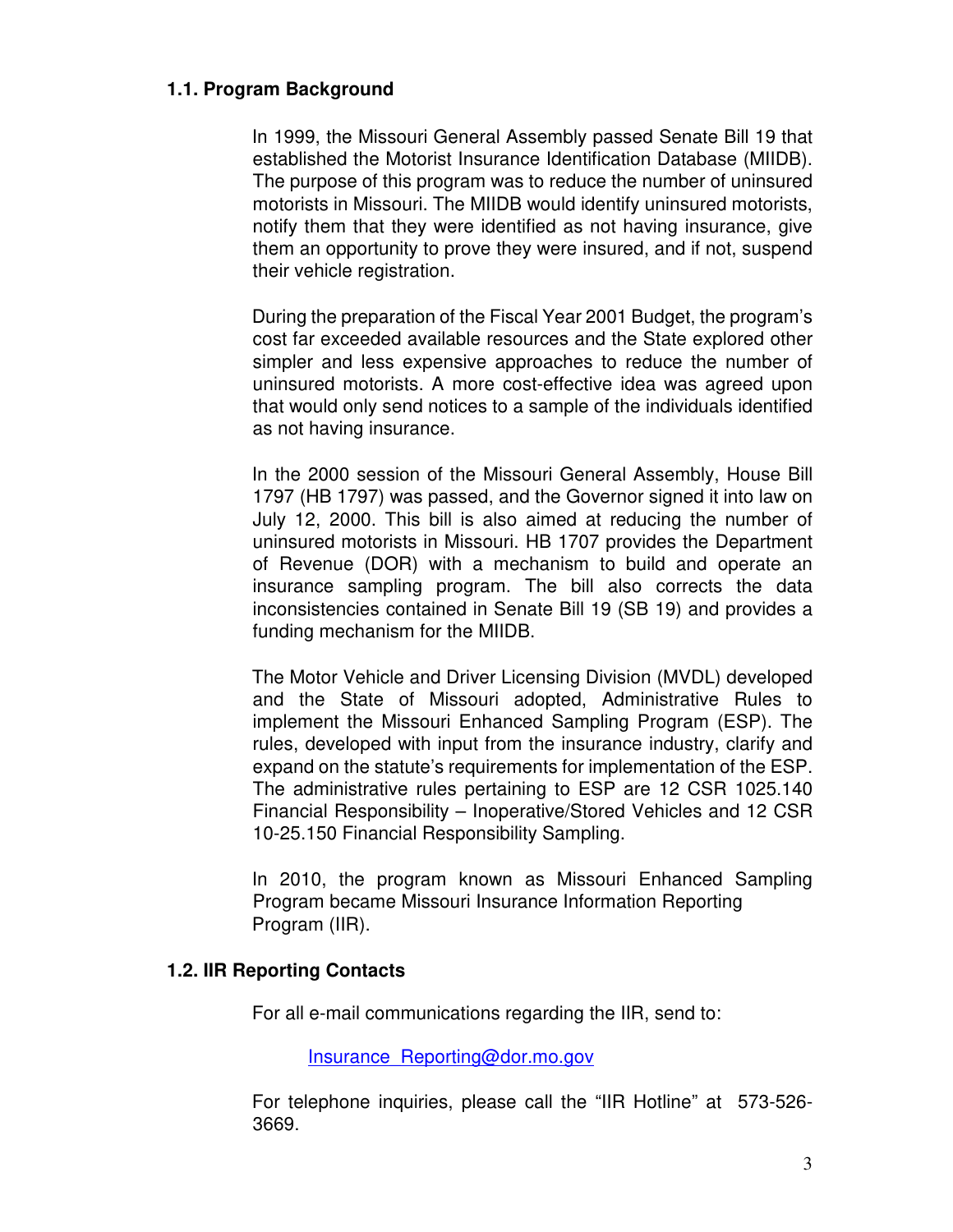### 1.1. Program Background

In 1999, the Missouri General Assembly passed Senate Bill 19 that established the Motorist Insurance Identification Database (MIIDB). The purpose of this program was to reduce the number of uninsured motorists in Missouri. The MIIDB would identify uninsured motorists, notify them that they were identified as not having insurance, give them an opportunity to prove they were insured, and if not, suspend their vehicle registration.

During the preparation of the Fiscal Year 2001 Budget, the program's cost far exceeded available resources and the State explored other simpler and less expensive approaches to reduce the number of uninsured motorists. A more cost-effective idea was agreed upon that would only send notices to a sample of the individuals identified as not having insurance.

In the 2000 session of the Missouri General Assembly, House Bill 1797 (HB 1797) was passed, and the Governor signed it into law on July 12, 2000. This bill is also aimed at reducing the number of uninsured motorists in Missouri. HB 1707 provides the Department of Revenue (DOR) with a mechanism to build and operate an insurance sampling program. The bill also corrects the data inconsistencies contained in Senate Bill 19 (SB 19) and provides a funding mechanism for the MIIDB.

The Motor Vehicle and Driver Licensing Division (MVDL) developed and the State of Missouri adopted, Administrative Rules to implement the Missouri Enhanced Sampling Program (ESP). The rules, developed with input from the insurance industry, clarify and expand on the statute's requirements for implementation of the ESP. The administrative rules pertaining to ESP are 12 CSR 1025.140 Financial Responsibility – Inoperative/Stored Vehicles and 12 CSR 10-25.150 Financial Responsibility Sampling.

In 2010, the program known as Missouri Enhanced Sampling Program became Missouri Insurance Information Reporting Program (IIR).

### 1.2. IIR Reporting Contacts

For all e-mail communications regarding the IIR, send to:

Insurance_Reporting@dor.mo.gov

For telephone inquiries, please call the "IIR Hotline" at 573-526-3669.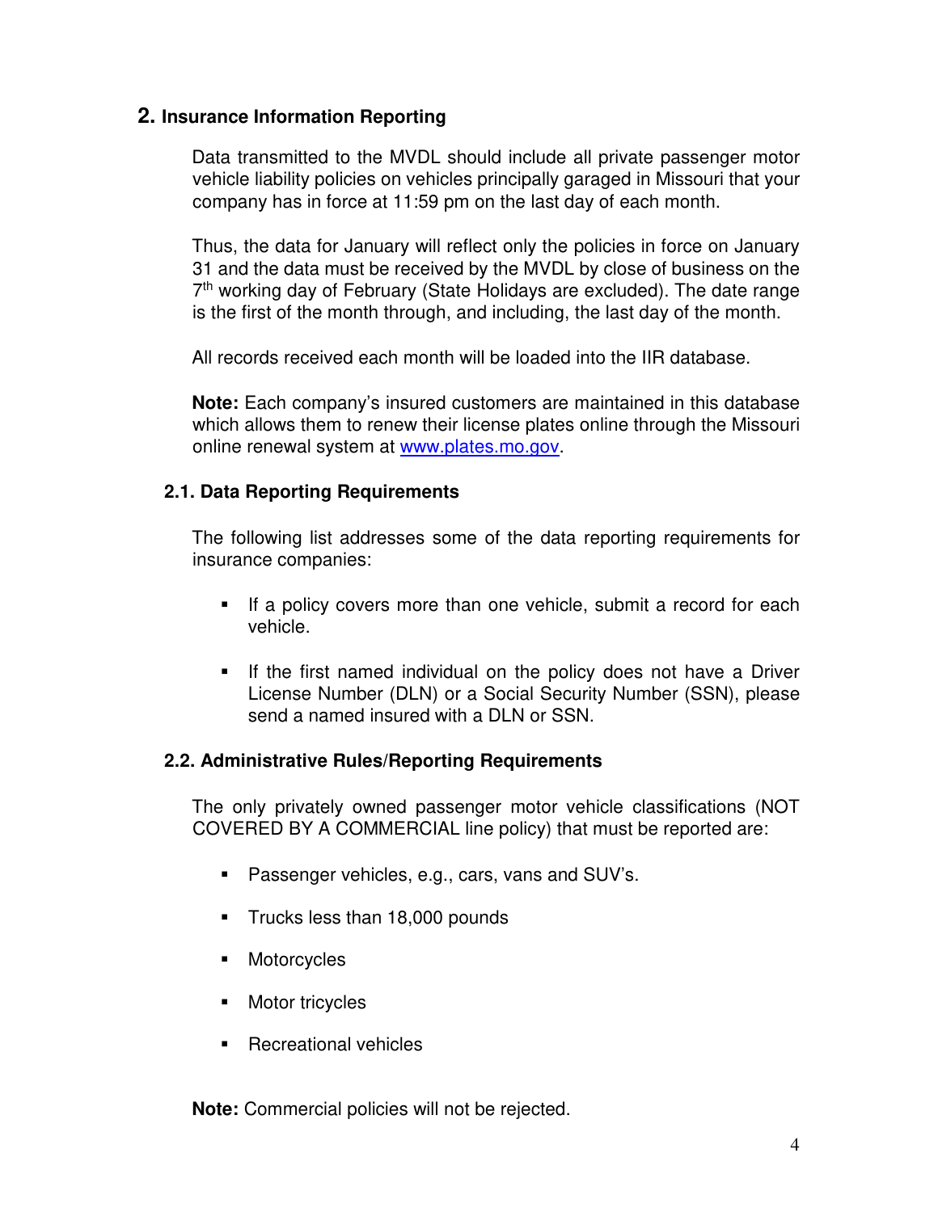## 2. Insurance Information Reporting

Data transmitted to the MVDL should include all private passenger motor vehicle liability policies on vehicles principally garaged in Missouri that your company has in force at 11:59 pm on the last day of each month.

Thus, the data for January will reflect only the policies in force on January 31 and the data must be received by the MVDL by close of business on the 7th working day of February (State Holidays are excluded). The date range is the first of the month through, and including, the last day of the month.

All records received each month will be loaded into the IIR database.

**Note:** Each company's insured customers are maintained in this database which allows them to renew their license plates online through the Missouri online renewal system at www.plates.mo.gov.

### 2.1. Data Reporting Requirements

The following list addresses some of the data reporting requirements for insurance companies:

- If a policy covers more than one vehicle, submit a record for each vehicle.
- If the first named individual on the policy does not have a Driver License Number (DLN) or a Social Security Number (SSN), please send a named insured with a DLN or SSN.

### 2.2. Administrative Rules/Reporting Requirements

The only privately owned passenger motor vehicle classifications (NOT COVERED BY A COMMERCIAL line policy) that must be reported are:

- Passenger vehicles, e.g., cars, vans and SUV's.
- Trucks less than 18,000 pounds
- Motorcycles
- Motor tricycles
- Recreational vehicles

**Note:** Commercial policies will not be rejected.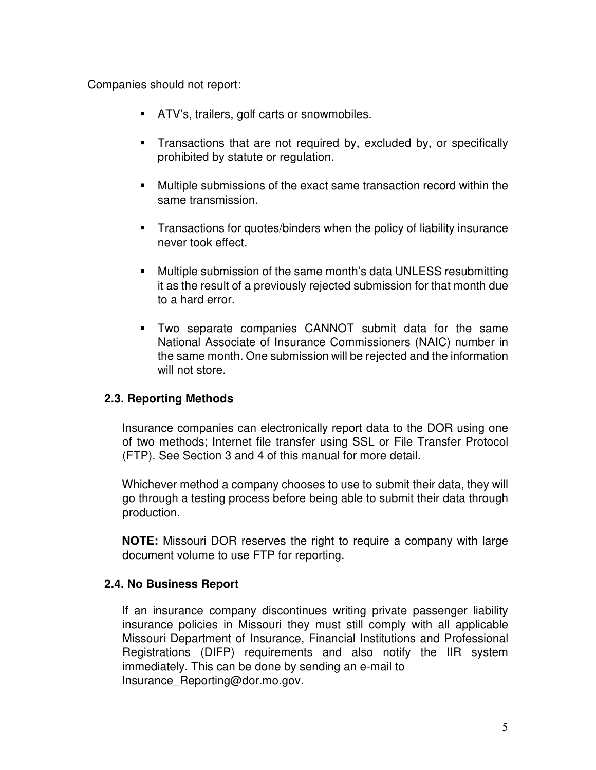Companies should not report:

- ATV's, trailers, golf carts or snowmobiles.
- Transactions that are not required by, excluded by, or specifically prohibited by statute or regulation.
- Multiple submissions of the exact same transaction record within the same transmission.
- Transactions for quotes/binders when the policy of liability insurance never took effect.
- Multiple submission of the same month's data UNLESS resubmitting it as the result of a previously rejected submission for that month due to a hard error.
- Two separate companies CANNOT submit data for the same National Associate of Insurance Commissioners (NAIC) number in the same month. One submission will be rejected and the information will not store.

### 2.3. Reporting Methods

Insurance companies can electronically report data to the DOR using one of two methods; Internet file transfer using SSL or File Transfer Protocol (FTP). See Section 3 and 4 of this manual for more detail.

Whichever method a company chooses to use to submit their data, they will go through a testing process before being able to submit their data through production.

**NOTE:** Missouri DOR reserves the right to require a company with large document volume to use FTP for reporting.

### 2.4. No Business Report

If an insurance company discontinues writing private passenger liability insurance policies in Missouri they must still comply with all applicable Missouri Department of Insurance, Financial Institutions and Professional Registrations (DIFP) requirements and also notify the IIR system immediately. This can be done by sending an e-mail to Insurance_Reporting@dor.mo.gov.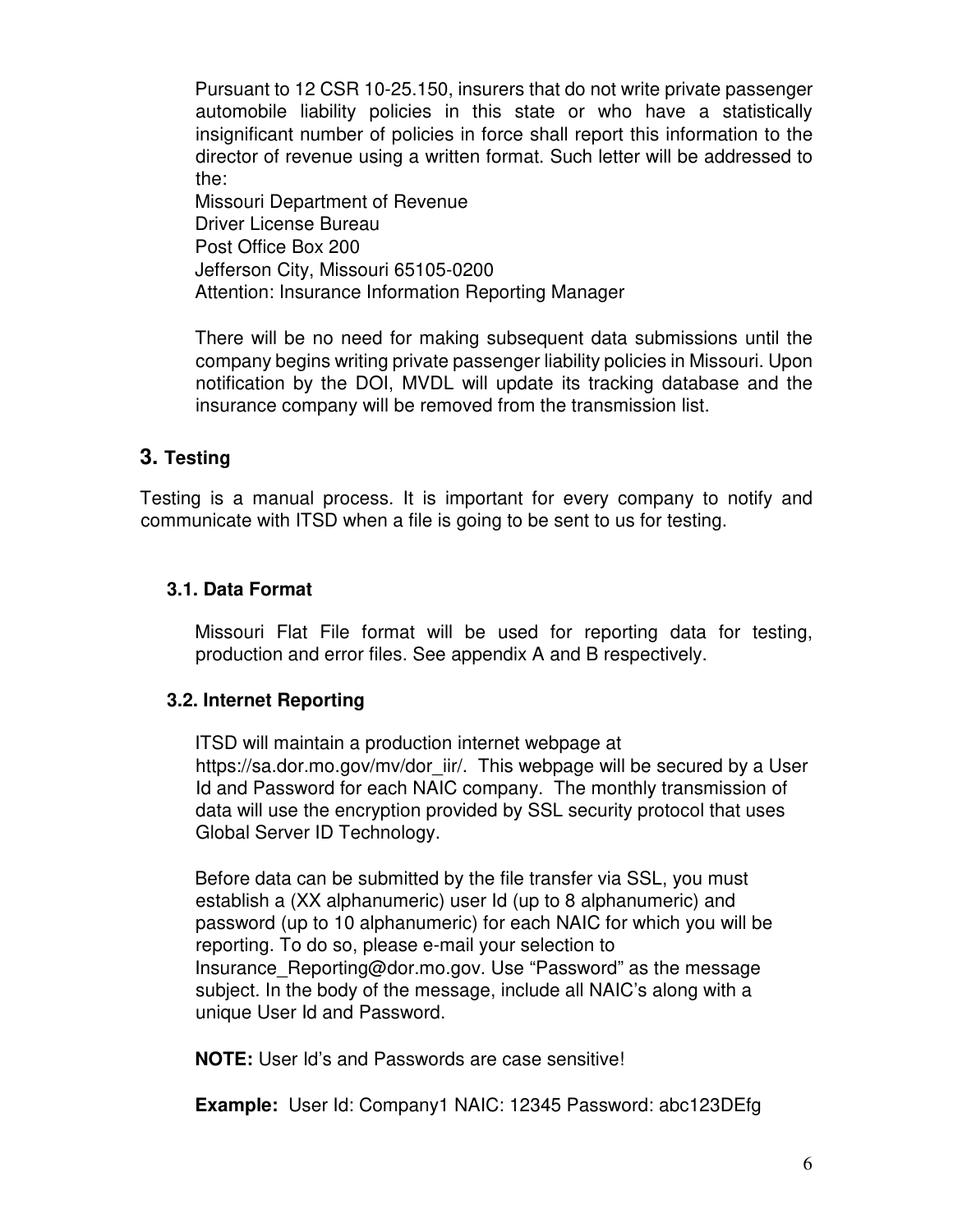Pursuant to 12 CSR 10-25.150, insurers that do not write private passenger automobile liability policies in this state or who have a statistically insignificant number of policies in force shall report this information to the director of revenue using a written format. Such letter will be addressed to the:

Missouri Department of Revenue
Driver License Bureau
Post Office Box 200
Jefferson City, Missouri 65105-0200
Attention: Insurance Information Reporting Manager

There will be no need for making subsequent data submissions until the company begins writing private passenger liability policies in Missouri. Upon notification by the DOI, MVDL will update its tracking database and the insurance company will be removed from the transmission list.

## 3. Testing

Testing is a manual process. It is important for every company to notify and communicate with ITSD when a file is going to be sent to us for testing.

### 3.1. Data Format

Missouri Flat File format will be used for reporting data for testing, production and error files. See appendix A and B respectively.

### 3.2. Internet Reporting

ITSD will maintain a production internet webpage at https://sa.dor.mo.gov/mv/dor_iir/. This webpage will be secured by a User Id and Password for each NAIC company. The monthly transmission of data will use the encryption provided by SSL security protocol that uses Global Server ID Technology.

Before data can be submitted by the file transfer via SSL, you must establish a (XX alphanumeric) user Id (up to 8 alphanumeric) and password (up to 10 alphanumeric) for each NAIC for which you will be reporting. To do so, please e-mail your selection to Insurance_Reporting@dor.mo.gov. Use "Password" as the message subject. In the body of the message, include all NAIC's along with a unique User Id and Password.

**NOTE:** User Id's and Passwords are case sensitive!

**Example:** User Id: Company1 NAIC: 12345 Password: abc123DEfg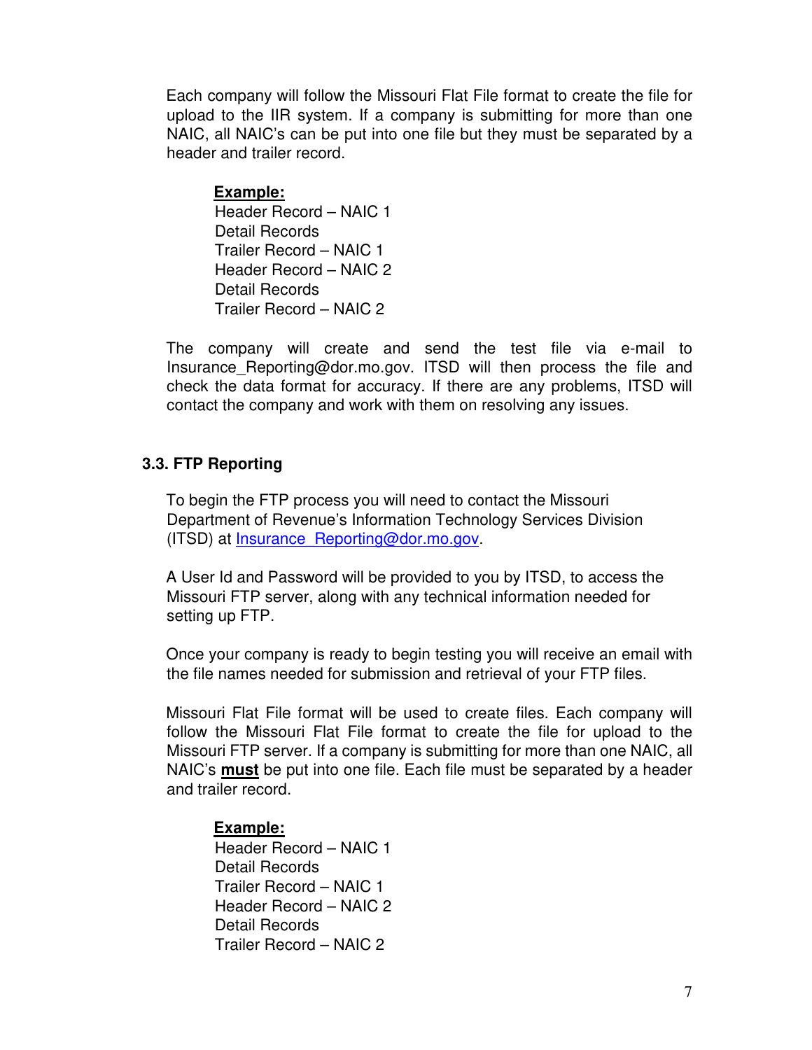Each company will follow the Missouri Flat File format to create the file for upload to the IIR system. If a company is submitting for more than one NAIC, all NAIC's can be put into one file but they must be separated by a header and trailer record.

**Example:**
Header Record – NAIC 1
Detail Records
Trailer Record – NAIC 1
Header Record – NAIC 2
Detail Records
Trailer Record – NAIC 2

The company will create and send the test file via e-mail to Insurance_Reporting@dor.mo.gov. ITSD will then process the file and check the data format for accuracy. If there are any problems, ITSD will contact the company and work with them on resolving any issues.

### 3.3. FTP Reporting

To begin the FTP process you will need to contact the Missouri Department of Revenue's Information Technology Services Division (ITSD) at Insurance_Reporting@dor.mo.gov.

A User Id and Password will be provided to you by ITSD, to access the Missouri FTP server, along with any technical information needed for setting up FTP.

Once your company is ready to begin testing you will receive an email with the file names needed for submission and retrieval of your FTP files.

Missouri Flat File format will be used to create files. Each company will follow the Missouri Flat File format to create the file for upload to the Missouri FTP server. If a company is submitting for more than one NAIC, all NAIC's **must** be put into one file. Each file must be separated by a header and trailer record.

**Example:**
Header Record – NAIC 1
Detail Records
Trailer Record – NAIC 1
Header Record – NAIC 2
Detail Records
Trailer Record – NAIC 2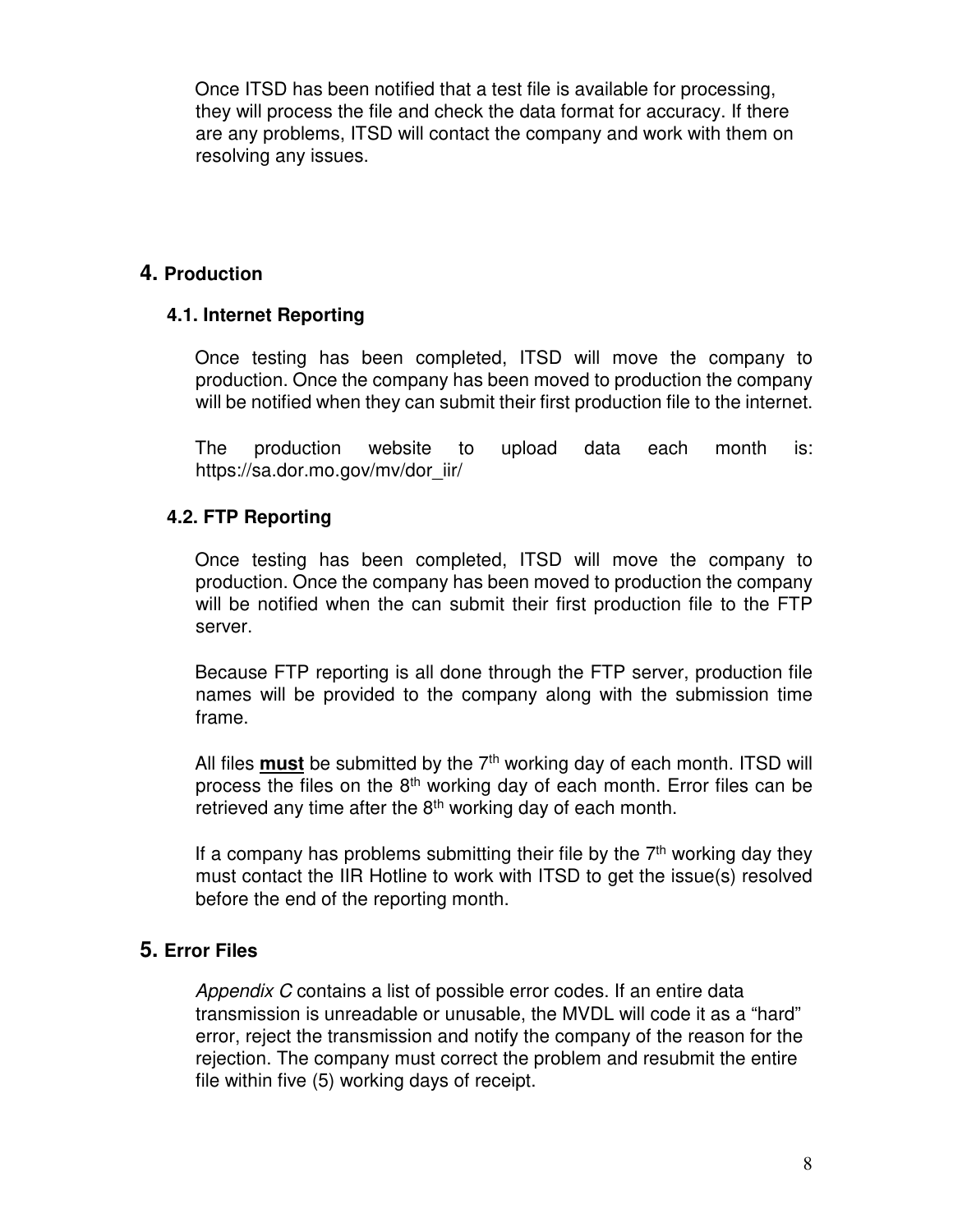Once ITSD has been notified that a test file is available for processing, they will process the file and check the data format for accuracy. If there are any problems, ITSD will contact the company and work with them on resolving any issues.

# 4. Production

## 4.1. Internet Reporting

Once testing has been completed, ITSD will move the company to production. Once the company has been moved to production the company will be notified when they can submit their first production file to the internet.

The production website to upload data each month is: https://sa.dor.mo.gov/mv/dor_iir/

## 4.2. FTP Reporting

Once testing has been completed, ITSD will move the company to production. Once the company has been moved to production the company will be notified when the can submit their first production file to the FTP server.

Because FTP reporting is all done through the FTP server, production file names will be provided to the company along with the submission time frame.

All files **must** be submitted by the 7th working day of each month. ITSD will process the files on the 8th working day of each month. Error files can be retrieved any time after the 8th working day of each month.

If a company has problems submitting their file by the 7th working day they must contact the IIR Hotline to work with ITSD to get the issue(s) resolved before the end of the reporting month.

# 5. Error Files

*Appendix C* contains a list of possible error codes. If an entire data transmission is unreadable or unusable, the MVDL will code it as a “hard” error, reject the transmission and notify the company of the reason for the rejection. The company must correct the problem and resubmit the entire file within five (5) working days of receipt.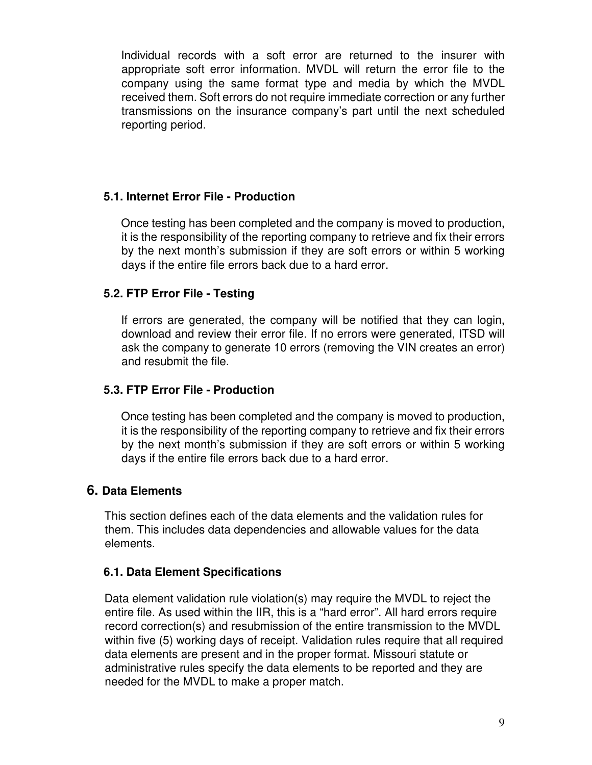Individual records with a soft error are returned to the insurer with appropriate soft error information. MVDL will return the error file to the company using the same format type and media by which the MVDL received them. Soft errors do not require immediate correction or any further transmissions on the insurance company's part until the next scheduled reporting period.

### 5.1. Internet Error File - Production

Once testing has been completed and the company is moved to production, it is the responsibility of the reporting company to retrieve and fix their errors by the next month's submission if they are soft errors or within 5 working days if the entire file errors back due to a hard error.

### 5.2. FTP Error File - Testing

If errors are generated, the company will be notified that they can login, download and review their error file. If no errors were generated, ITSD will ask the company to generate 10 errors (removing the VIN creates an error) and resubmit the file.

### 5.3. FTP Error File - Production

Once testing has been completed and the company is moved to production, it is the responsibility of the reporting company to retrieve and fix their errors by the next month's submission if they are soft errors or within 5 working days if the entire file errors back due to a hard error.

## 6. Data Elements

This section defines each of the data elements and the validation rules for them. This includes data dependencies and allowable values for the data elements.

### 6.1. Data Element Specifications

Data element validation rule violation(s) may require the MVDL to reject the entire file. As used within the IIR, this is a "hard error". All hard errors require record correction(s) and resubmission of the entire transmission to the MVDL within five (5) working days of receipt. Validation rules require that all required data elements are present and in the proper format. Missouri statute or administrative rules specify the data elements to be reported and they are needed for the MVDL to make a proper match.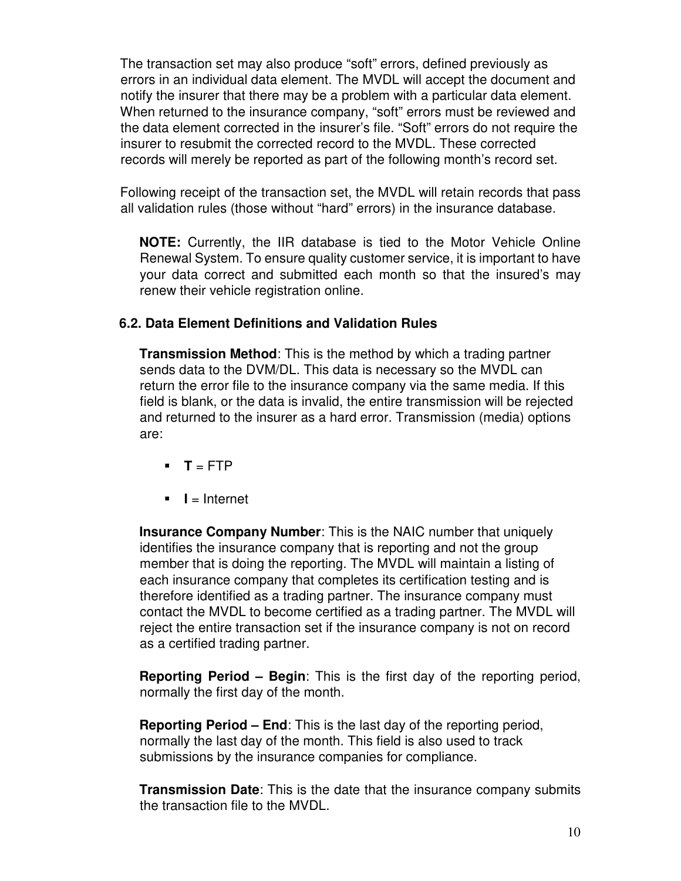The transaction set may also produce "soft" errors, defined previously as errors in an individual data element. The MVDL will accept the document and notify the insurer that there may be a problem with a particular data element. When returned to the insurance company, "soft" errors must be reviewed and the data element corrected in the insurer's file. "Soft" errors do not require the insurer to resubmit the corrected record to the MVDL. These corrected records will merely be reported as part of the following month's record set.

Following receipt of the transaction set, the MVDL will retain records that pass all validation rules (those without "hard" errors) in the insurance database.

> **NOTE:** Currently, the IIR database is tied to the Motor Vehicle Online Renewal System. To ensure quality customer service, it is important to have your data correct and submitted each month so that the insured's may renew their vehicle registration online.

### 6.2. Data Element Definitions and Validation Rules

**Transmission Method**: This is the method by which a trading partner sends data to the DVM/DL. This data is necessary so the MVDL can return the error file to the insurance company via the same media. If this field is blank, or the data is invalid, the entire transmission will be rejected and returned to the insurer as a hard error. Transmission (media) options are:

- **T** = FTP
- **I** = Internet

**Insurance Company Number**: This is the NAIC number that uniquely identifies the insurance company that is reporting and not the group member that is doing the reporting. The MVDL will maintain a listing of each insurance company that completes its certification testing and is therefore identified as a trading partner. The insurance company must contact the MVDL to become certified as a trading partner. The MVDL will reject the entire transaction set if the insurance company is not on record as a certified trading partner.

**Reporting Period – Begin**: This is the first day of the reporting period, normally the first day of the month.

**Reporting Period – End**: This is the last day of the reporting period, normally the last day of the month. This field is also used to track submissions by the insurance companies for compliance.

**Transmission Date**: This is the date that the insurance company submits the transaction file to the MVDL.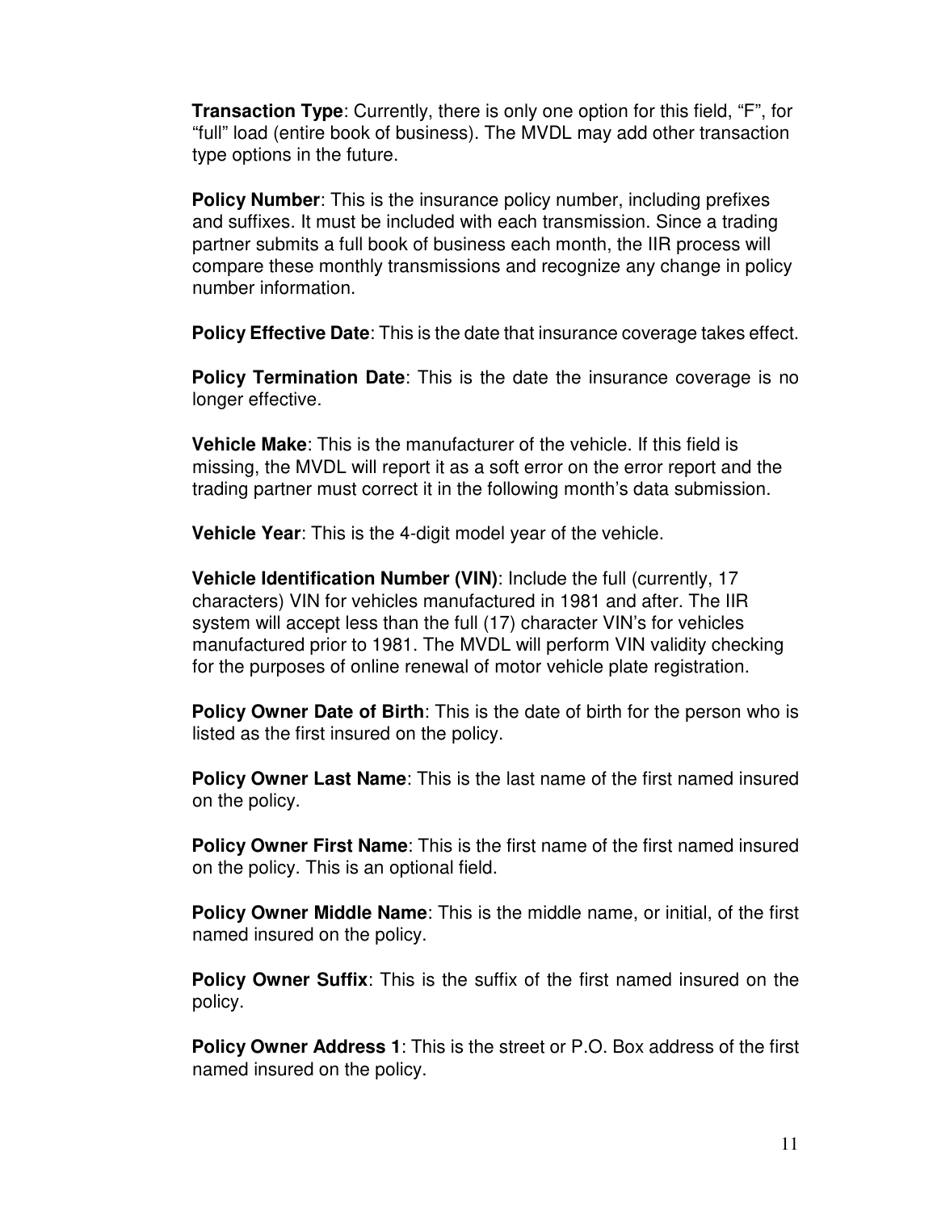**Transaction Type**: Currently, there is only one option for this field, "F", for "full" load (entire book of business). The MVDL may add other transaction type options in the future.

**Policy Number**: This is the insurance policy number, including prefixes and suffixes. It must be included with each transmission. Since a trading partner submits a full book of business each month, the IIR process will compare these monthly transmissions and recognize any change in policy number information.

**Policy Effective Date**: This is the date that insurance coverage takes effect.

**Policy Termination Date**: This is the date the insurance coverage is no longer effective.

**Vehicle Make**: This is the manufacturer of the vehicle. If this field is missing, the MVDL will report it as a soft error on the error report and the trading partner must correct it in the following month's data submission.

**Vehicle Year**: This is the 4-digit model year of the vehicle.

**Vehicle Identification Number (VIN)**: Include the full (currently, 17 characters) VIN for vehicles manufactured in 1981 and after. The IIR system will accept less than the full (17) character VIN's for vehicles manufactured prior to 1981. The MVDL will perform VIN validity checking for the purposes of online renewal of motor vehicle plate registration.

**Policy Owner Date of Birth**: This is the date of birth for the person who is listed as the first insured on the policy.

**Policy Owner Last Name**: This is the last name of the first named insured on the policy.

**Policy Owner First Name**: This is the first name of the first named insured on the policy. This is an optional field.

**Policy Owner Middle Name**: This is the middle name, or initial, of the first named insured on the policy.

**Policy Owner Suffix**: This is the suffix of the first named insured on the policy.

**Policy Owner Address 1**: This is the street or P.O. Box address of the first named insured on the policy.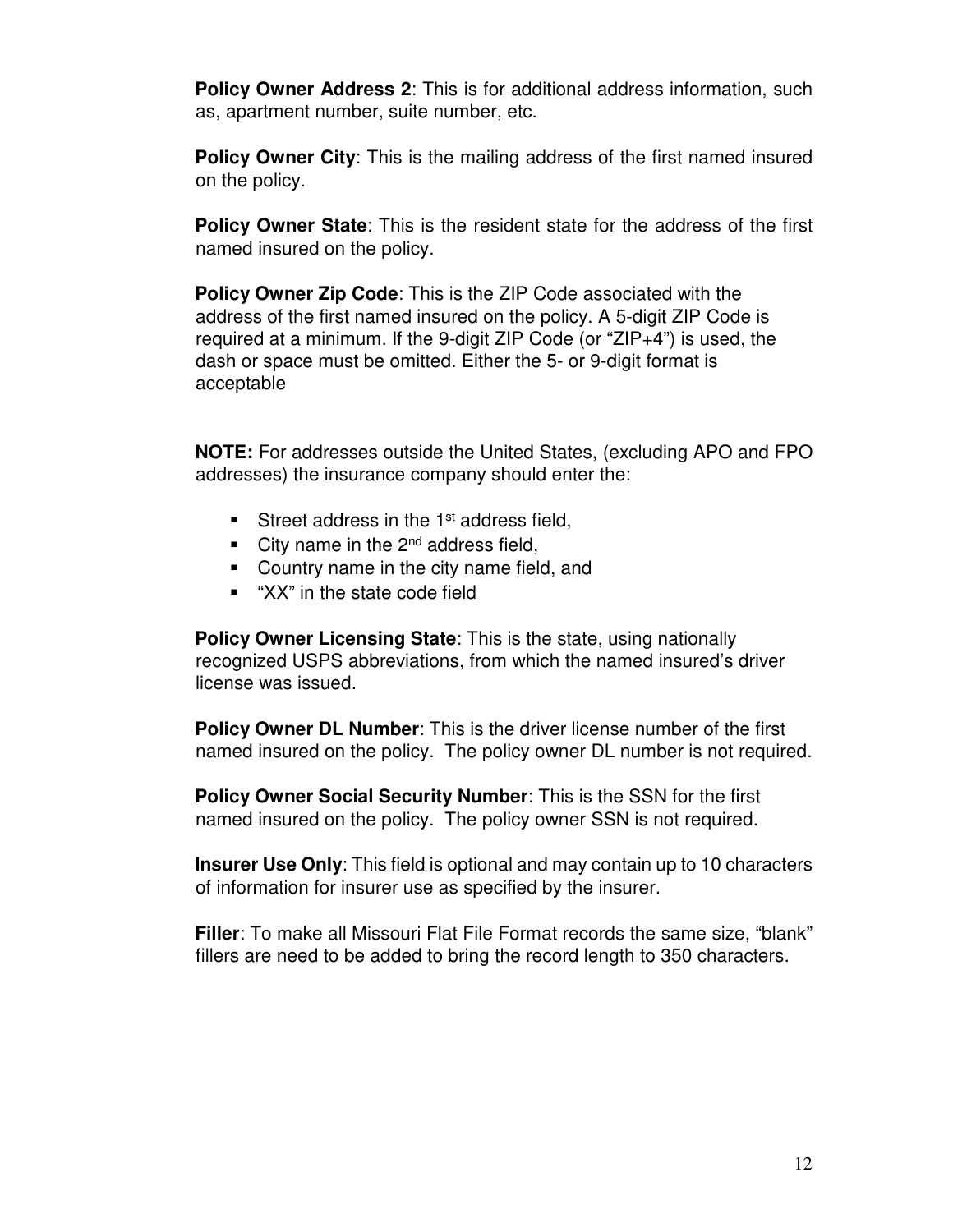**Policy Owner Address 2**: This is for additional address information, such as, apartment number, suite number, etc.

**Policy Owner City**: This is the mailing address of the first named insured on the policy.

**Policy Owner State**: This is the resident state for the address of the first named insured on the policy.

**Policy Owner Zip Code**: This is the ZIP Code associated with the address of the first named insured on the policy. A 5-digit ZIP Code is required at a minimum. If the 9-digit ZIP Code (or "ZIP+4") is used, the dash or space must be omitted. Either the 5- or 9-digit format is acceptable

**NOTE:** For addresses outside the United States, (excluding APO and FPO addresses) the insurance company should enter the:

- Street address in the 1st address field,
- City name in the 2nd address field,
- Country name in the city name field, and
- "XX" in the state code field

**Policy Owner Licensing State**: This is the state, using nationally recognized USPS abbreviations, from which the named insured's driver license was issued.

**Policy Owner DL Number**: This is the driver license number of the first named insured on the policy. The policy owner DL number is not required.

**Policy Owner Social Security Number**: This is the SSN for the first named insured on the policy. The policy owner SSN is not required.

**Insurer Use Only**: This field is optional and may contain up to 10 characters of information for insurer use as specified by the insurer.

**Filler**: To make all Missouri Flat File Format records the same size, "blank" fillers are need to be added to bring the record length to 350 characters.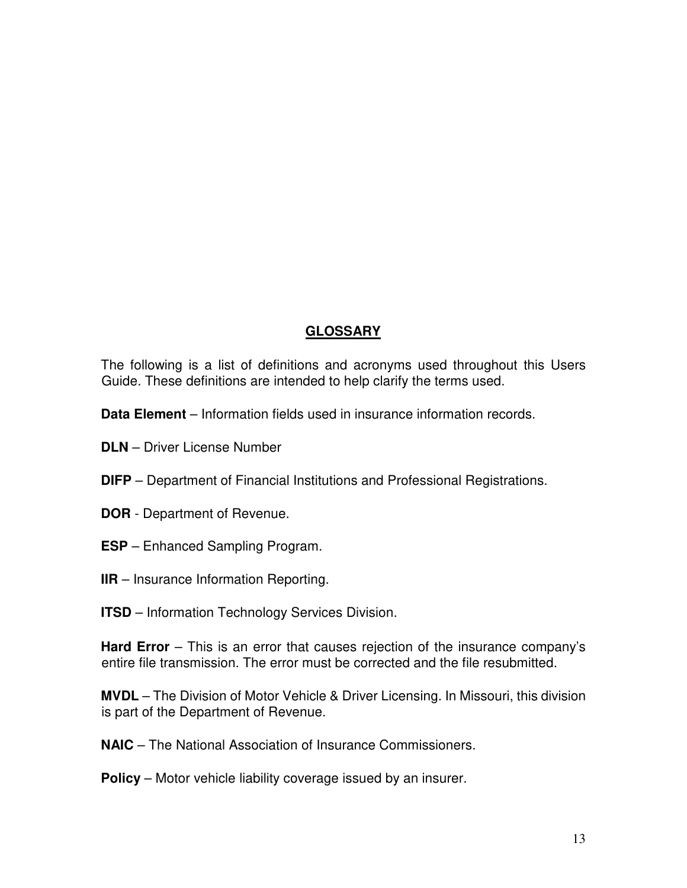# GLOSSARY

The following is a list of definitions and acronyms used throughout this Users Guide. These definitions are intended to help clarify the terms used.

**Data Element** – Information fields used in insurance information records.

**DLN** – Driver License Number

**DIFP** – Department of Financial Institutions and Professional Registrations.

**DOR** - Department of Revenue.

**ESP** – Enhanced Sampling Program.

**IIR** – Insurance Information Reporting.

**ITSD** – Information Technology Services Division.

**Hard Error** – This is an error that causes rejection of the insurance company's entire file transmission. The error must be corrected and the file resubmitted.

**MVDL** – The Division of Motor Vehicle & Driver Licensing. In Missouri, this division is part of the Department of Revenue.

**NAIC** – The National Association of Insurance Commissioners.

**Policy** – Motor vehicle liability coverage issued by an insurer.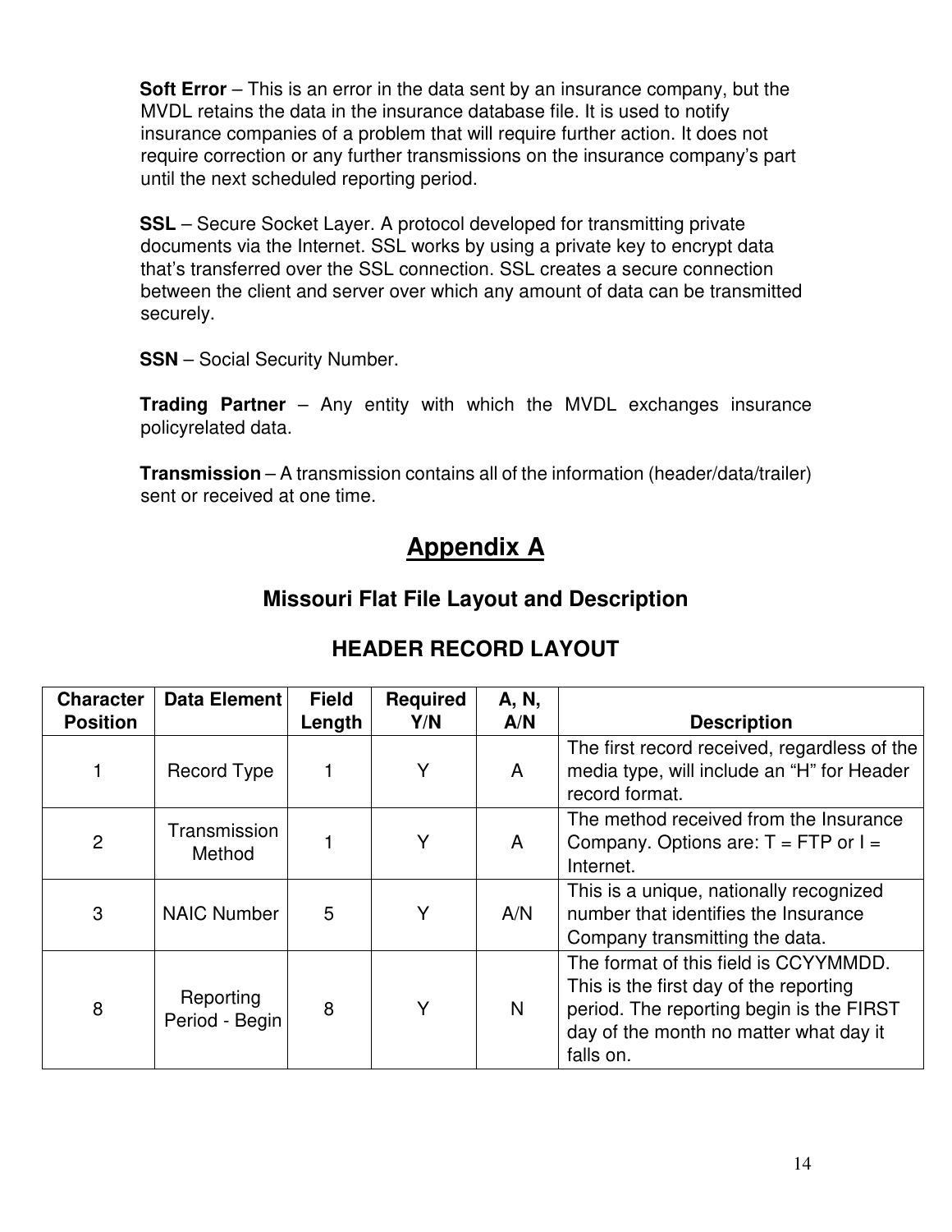**Soft Error** – This is an error in the data sent by an insurance company, but the MVDL retains the data in the insurance database file. It is used to notify insurance companies of a problem that will require further action. It does not require correction or any further transmissions on the insurance company's part until the next scheduled reporting period.

**SSL** – Secure Socket Layer. A protocol developed for transmitting private documents via the Internet. SSL works by using a private key to encrypt data that's transferred over the SSL connection. SSL creates a secure connection between the client and server over which any amount of data can be transmitted securely.

**SSN** – Social Security Number.

**Trading Partner** – Any entity with which the MVDL exchanges insurance policyrelated data.

**Transmission** – A transmission contains all of the information (header/data/trailer) sent or received at one time.

# Appendix A

## Missouri Flat File Layout and Description

### HEADER RECORD LAYOUT

| Character Position | Data Element | Field Length | Required Y/N | A, N, A/N | Description |
|---|---|---|---|---|---|
| 1 | Record Type | 1 | Y | A | The first record received, regardless of the media type, will include an "H" for Header record format. |
| 2 | Transmission Method | 1 | Y | A | The method received from the Insurance Company. Options are: T = FTP or I = Internet. |
| 3 | NAIC Number | 5 | Y | A/N | This is a unique, nationally recognized number that identifies the Insurance Company transmitting the data. |
| 8 | Reporting Period - Begin | 8 | Y | N | The format of this field is CCYYMMDD. This is the first day of the reporting period. The reporting begin is the FIRST day of the month no matter what day it falls on. |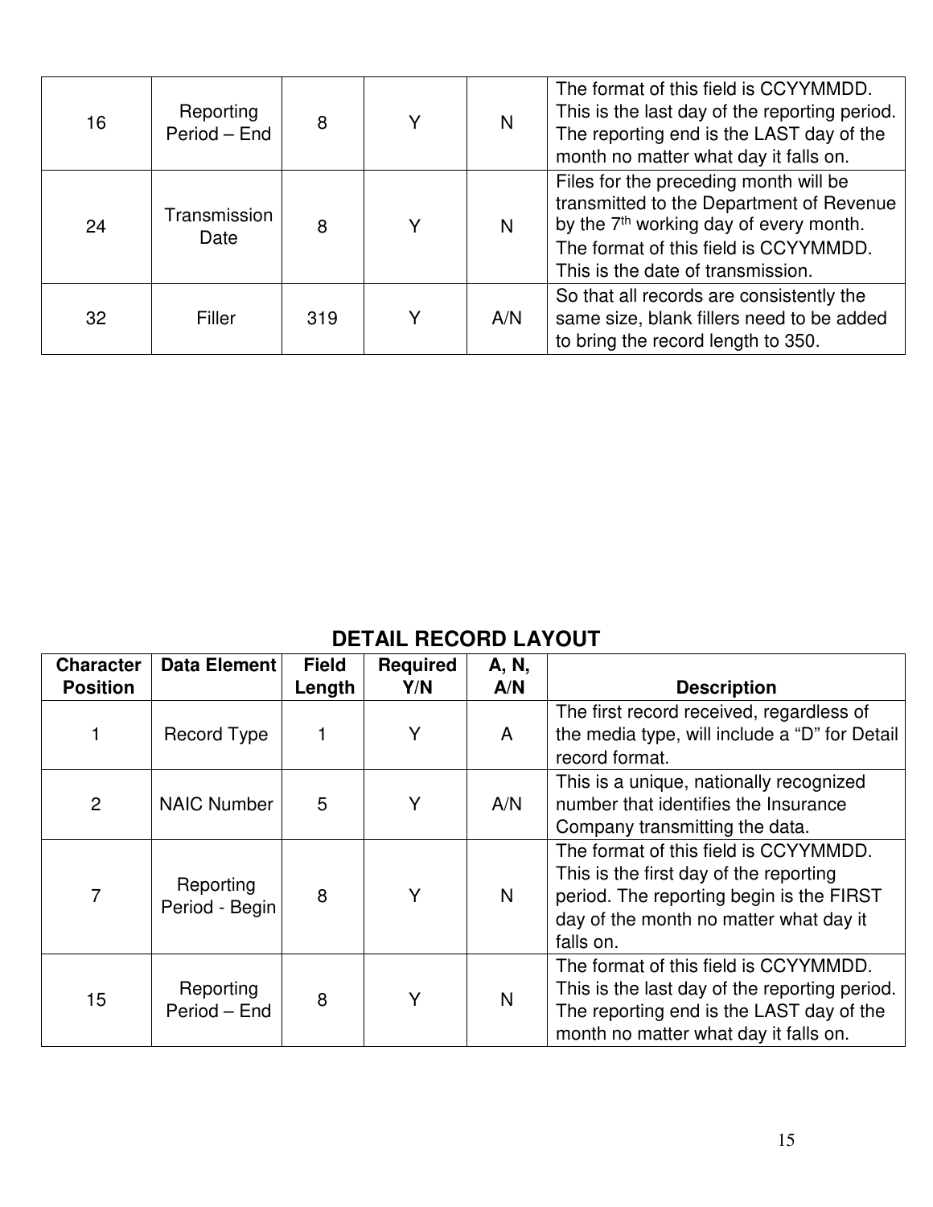| 16 | Reporting Period – End | 8 | Y | N | The format of this field is CCYYMMDD. This is the last day of the reporting period. The reporting end is the LAST day of the month no matter what day it falls on. |
|---|---|---|---|---|---|
| 24 | Transmission Date | 8 | Y | N | Files for the preceding month will be transmitted to the Department of Revenue by the 7th working day of every month. The format of this field is CCYYMMDD. This is the date of transmission. |
| 32 | Filler | 319 | Y | A/N | So that all records are consistently the same size, blank fillers need to be added to bring the record length to 350. |

## DETAIL RECORD LAYOUT

| Character Position | Data Element | Field Length | Required Y/N | A, N, A/N | Description |
|---|---|---|---|---|---|
| 1 | Record Type | 1 | Y | A | The first record received, regardless of the media type, will include a "D" for Detail record format. |
| 2 | NAIC Number | 5 | Y | A/N | This is a unique, nationally recognized number that identifies the Insurance Company transmitting the data. |
| 7 | Reporting Period - Begin | 8 | Y | N | The format of this field is CCYYMMDD. This is the first day of the reporting period. The reporting begin is the FIRST day of the month no matter what day it falls on. |
| 15 | Reporting Period – End | 8 | Y | N | The format of this field is CCYYMMDD. This is the last day of the reporting period. The reporting end is the LAST day of the month no matter what day it falls on. |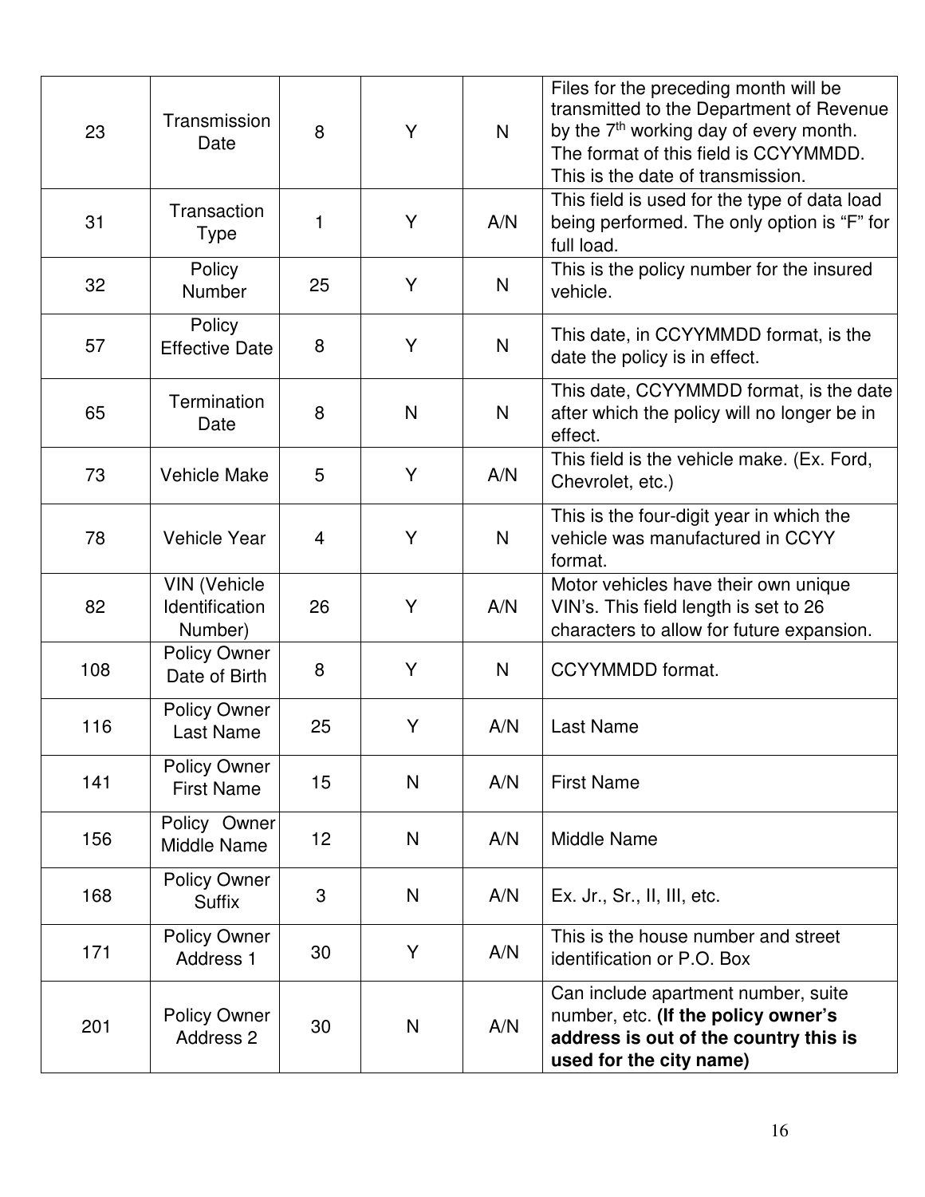| 23 | Transmission Date | 8 | Y | N | Files for the preceding month will be transmitted to the Department of Revenue by the 7th working day of every month. The format of this field is CCYYMMDD. This is the date of transmission. |
|---|---|---|---|---|---|
| 31 | Transaction Type | 1 | Y | A/N | This field is used for the type of data load being performed. The only option is "F" for full load. |
| 32 | Policy Number | 25 | Y | N | This is the policy number for the insured vehicle. |
| 57 | Policy Effective Date | 8 | Y | N | This date, in CCYYMMDD format, is the date the policy is in effect. |
| 65 | Termination Date | 8 | N | N | This date, CCYYMMDD format, is the date after which the policy will no longer be in effect. |
| 73 | Vehicle Make | 5 | Y | A/N | This field is the vehicle make. (Ex. Ford, Chevrolet, etc.) |
| 78 | Vehicle Year | 4 | Y | N | This is the four-digit year in which the vehicle was manufactured in CCYY format. |
| 82 | VIN (Vehicle Identification Number) | 26 | Y | A/N | Motor vehicles have their own unique VIN's. This field length is set to 26 characters to allow for future expansion. |
| 108 | Policy Owner Date of Birth | 8 | Y | N | CCYYMMDD format. |
| 116 | Policy Owner Last Name | 25 | Y | A/N | Last Name |
| 141 | Policy Owner First Name | 15 | N | A/N | First Name |
| 156 | Policy Owner Middle Name | 12 | N | A/N | Middle Name |
| 168 | Policy Owner Suffix | 3 | N | A/N | Ex. Jr., Sr., II, III, etc. |
| 171 | Policy Owner Address 1 | 30 | Y | A/N | This is the house number and street identification or P.O. Box |
| 201 | Policy Owner Address 2 | 30 | N | A/N | Can include apartment number, suite number, etc. **(If the policy owner's address is out of the country this is used for the city name)** |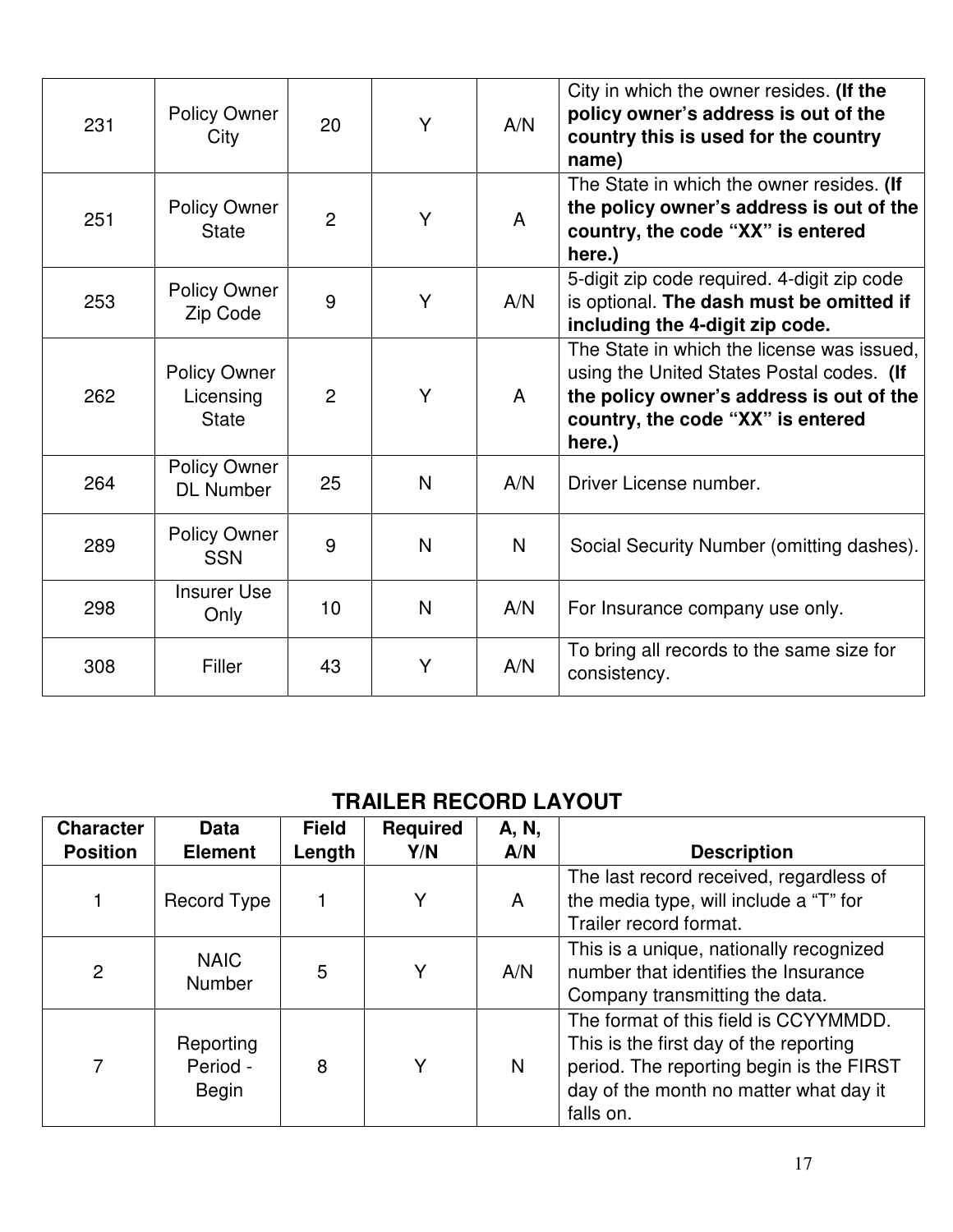| | | | | | |
|---|---|---|---|---|---|
| 231 | Policy Owner City | 20 | Y | A/N | City in which the owner resides. **(If the policy owner's address is out of the country this is used for the country name)** |
| 251 | Policy Owner State | 2 | Y | A | The State in which the owner resides. **(If the policy owner's address is out of the country, the code "XX" is entered here.)** |
| 253 | Policy Owner Zip Code | 9 | Y | A/N | 5-digit zip code required. 4-digit zip code is optional. **The dash must be omitted if including the 4-digit zip code.** |
| 262 | Policy Owner Licensing State | 2 | Y | A | The State in which the license was issued, using the United States Postal codes. **(If the policy owner's address is out of the country, the code "XX" is entered here.)** |
| 264 | Policy Owner DL Number | 25 | N | A/N | Driver License number. |
| 289 | Policy Owner SSN | 9 | N | N | Social Security Number (omitting dashes). |
| 298 | Insurer Use Only | 10 | N | A/N | For Insurance company use only. |
| 308 | Filler | 43 | Y | A/N | To bring all records to the same size for consistency. |

## TRAILER RECORD LAYOUT

| Character Position | Data Element | Field Length | Required Y/N | A, N, A/N | Description |
|---|---|---|---|---|---|
| 1 | Record Type | 1 | Y | A | The last record received, regardless of the media type, will include a "T" for Trailer record format. |
| 2 | NAIC Number | 5 | Y | A/N | This is a unique, nationally recognized number that identifies the Insurance Company transmitting the data. |
| 7 | Reporting Period - Begin | 8 | Y | N | The format of this field is CCYYMMDD. This is the first day of the reporting period. The reporting begin is the FIRST day of the month no matter what day it falls on. |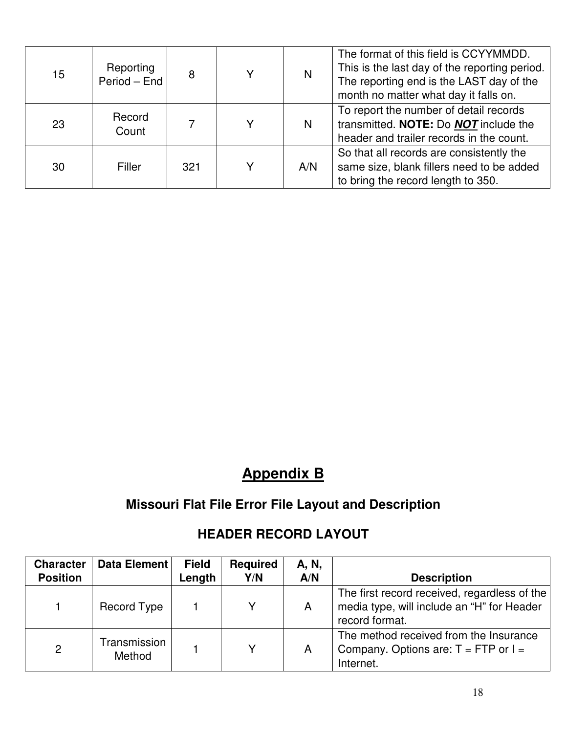| | | | | | |
|---|---|---|---|---|---|
| 15 | Reporting Period – End | 8 | Y | N | The format of this field is CCYYMMDD. This is the last day of the reporting period. The reporting end is the LAST day of the month no matter what day it falls on. |
| 23 | Record Count | 7 | Y | N | To report the number of detail records transmitted. **NOTE:** Do ***NOT*** include the header and trailer records in the count. |
| 30 | Filler | 321 | Y | A/N | So that all records are consistently the same size, blank fillers need to be added to bring the record length to 350. |

# Appendix B

## Missouri Flat File Error File Layout and Description

### HEADER RECORD LAYOUT

| Character Position | Data Element | Field Length | Required Y/N | A, N, A/N | Description |
|---|---|---|---|---|---|
| 1 | Record Type | 1 | Y | A | The first record received, regardless of the media type, will include an "H" for Header record format. |
| 2 | Transmission Method | 1 | Y | A | The method received from the Insurance Company. Options are: T = FTP or I = Internet. |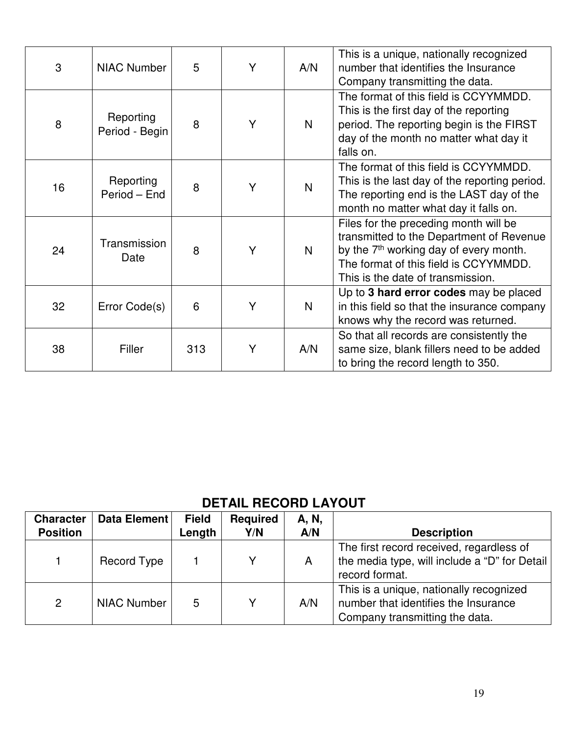| 3 | NIAC Number | 5 | Y | A/N | This is a unique, nationally recognized number that identifies the Insurance Company transmitting the data. |
|---|---|---|---|---|---|
| 8 | Reporting Period - Begin | 8 | Y | N | The format of this field is CCYYMMDD. This is the first day of the reporting period. The reporting begin is the FIRST day of the month no matter what day it falls on. |
| 16 | Reporting Period – End | 8 | Y | N | The format of this field is CCYYMMDD. This is the last day of the reporting period. The reporting end is the LAST day of the month no matter what day it falls on. |
| 24 | Transmission Date | 8 | Y | N | Files for the preceding month will be transmitted to the Department of Revenue by the 7th working day of every month. The format of this field is CCYYMMDD. This is the date of transmission. |
| 32 | Error Code(s) | 6 | Y | N | Up to **3 hard error codes** may be placed in this field so that the insurance company knows why the record was returned. |
| 38 | Filler | 313 | Y | A/N | So that all records are consistently the same size, blank fillers need to be added to bring the record length to 350. |

## DETAIL RECORD LAYOUT

| Character Position | Data Element | Field Length | Required Y/N | A, N, A/N | Description |
|---|---|---|---|---|---|
| 1 | Record Type | 1 | Y | A | The first record received, regardless of the media type, will include a “D” for Detail record format. |
| 2 | NIAC Number | 5 | Y | A/N | This is a unique, nationally recognized number that identifies the Insurance Company transmitting the data. |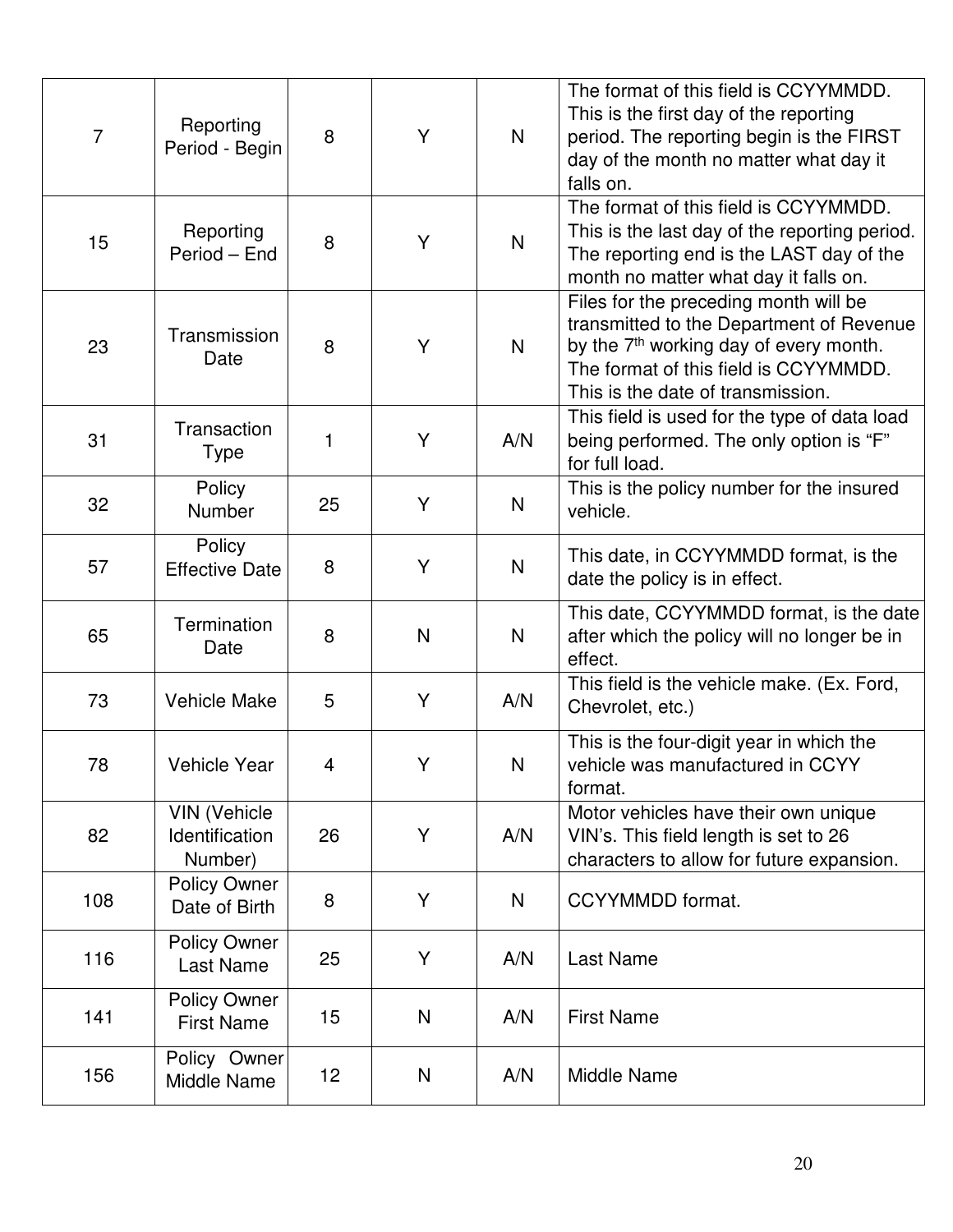| 7 | Reporting Period - Begin | 8 | Y | N | The format of this field is CCYYMMDD. This is the first day of the reporting period. The reporting begin is the FIRST day of the month no matter what day it falls on. |
|---|---|---|---|---|---|
| 15 | Reporting Period – End | 8 | Y | N | The format of this field is CCYYMMDD. This is the last day of the reporting period. The reporting end is the LAST day of the month no matter what day it falls on. |
| 23 | Transmission Date | 8 | Y | N | Files for the preceding month will be transmitted to the Department of Revenue by the 7th working day of every month. The format of this field is CCYYMMDD. This is the date of transmission. |
| 31 | Transaction Type | 1 | Y | A/N | This field is used for the type of data load being performed. The only option is "F" for full load. |
| 32 | Policy Number | 25 | Y | N | This is the policy number for the insured vehicle. |
| 57 | Policy Effective Date | 8 | Y | N | This date, in CCYYMMDD format, is the date the policy is in effect. |
| 65 | Termination Date | 8 | N | N | This date, CCYYMMDD format, is the date after which the policy will no longer be in effect. |
| 73 | Vehicle Make | 5 | Y | A/N | This field is the vehicle make. (Ex. Ford, Chevrolet, etc.) |
| 78 | Vehicle Year | 4 | Y | N | This is the four-digit year in which the vehicle was manufactured in CCYY format. |
| 82 | VIN (Vehicle Identification Number) | 26 | Y | A/N | Motor vehicles have their own unique VIN's. This field length is set to 26 characters to allow for future expansion. |
| 108 | Policy Owner Date of Birth | 8 | Y | N | CCYYMMDD format. |
| 116 | Policy Owner Last Name | 25 | Y | A/N | Last Name |
| 141 | Policy Owner First Name | 15 | N | A/N | First Name |
| 156 | Policy Owner Middle Name | 12 | N | A/N | Middle Name |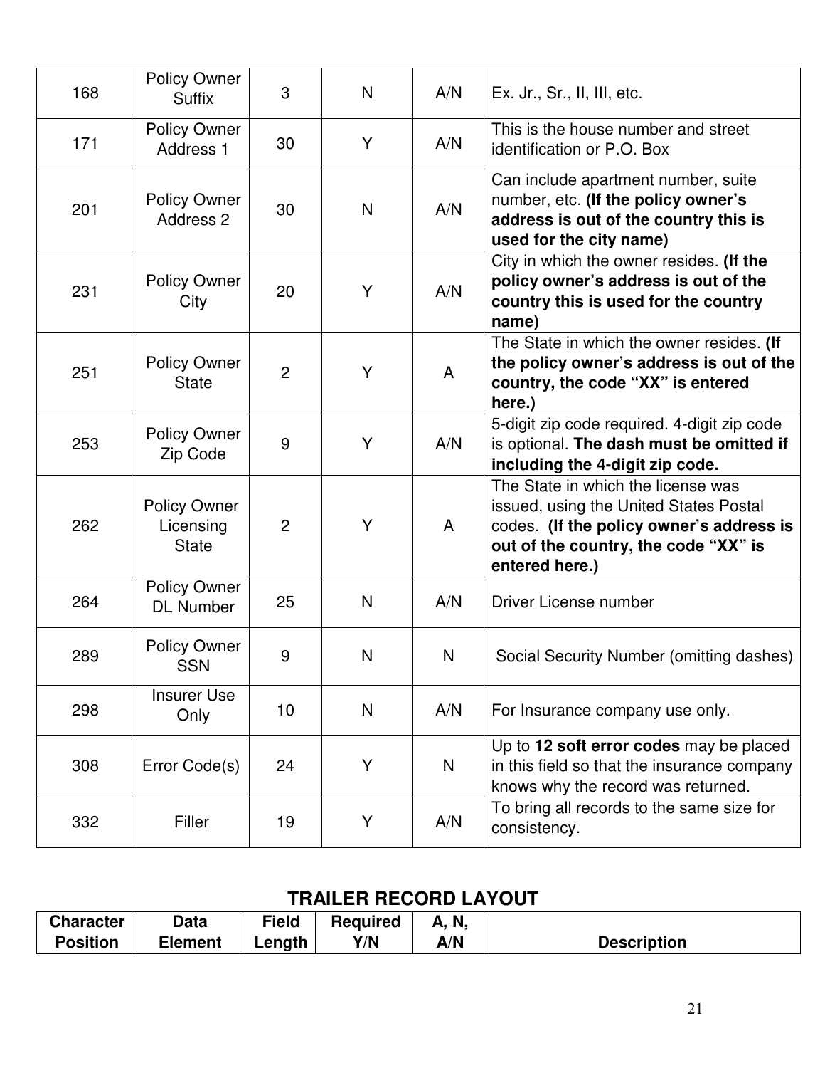| | | | | | |
|---|---|---|---|---|---|
| 168 | Policy Owner Suffix | 3 | N | A/N | Ex. Jr., Sr., II, III, etc. |
| 171 | Policy Owner Address 1 | 30 | Y | A/N | This is the house number and street identification or P.O. Box |
| 201 | Policy Owner Address 2 | 30 | N | A/N | Can include apartment number, suite number, etc. **(If the policy owner's address is out of the country this is used for the city name)** |
| 231 | Policy Owner City | 20 | Y | A/N | City in which the owner resides. **(If the policy owner's address is out of the country this is used for the country name)** |
| 251 | Policy Owner State | 2 | Y | A | The State in which the owner resides. **(If the policy owner's address is out of the country, the code "XX" is entered here.)** |
| 253 | Policy Owner Zip Code | 9 | Y | A/N | 5-digit zip code required. 4-digit zip code is optional. **The dash must be omitted if including the 4-digit zip code.** |
| 262 | Policy Owner Licensing State | 2 | Y | A | The State in which the license was issued, using the United States Postal codes. **(If the policy owner's address is out of the country, the code "XX" is entered here.)** |
| 264 | Policy Owner DL Number | 25 | N | A/N | Driver License number |
| 289 | Policy Owner SSN | 9 | N | N | Social Security Number (omitting dashes) |
| 298 | Insurer Use Only | 10 | N | A/N | For Insurance company use only. |
| 308 | Error Code(s) | 24 | Y | N | Up to **12 soft error codes** may be placed in this field so that the insurance company knows why the record was returned. |
| 332 | Filler | 19 | Y | A/N | To bring all records to the same size for consistency. |

## TRAILER RECORD LAYOUT

| Character Position | Data Element | Field Length | Required Y/N | A, N, A/N | Description |
|---|---|---|---|---|---|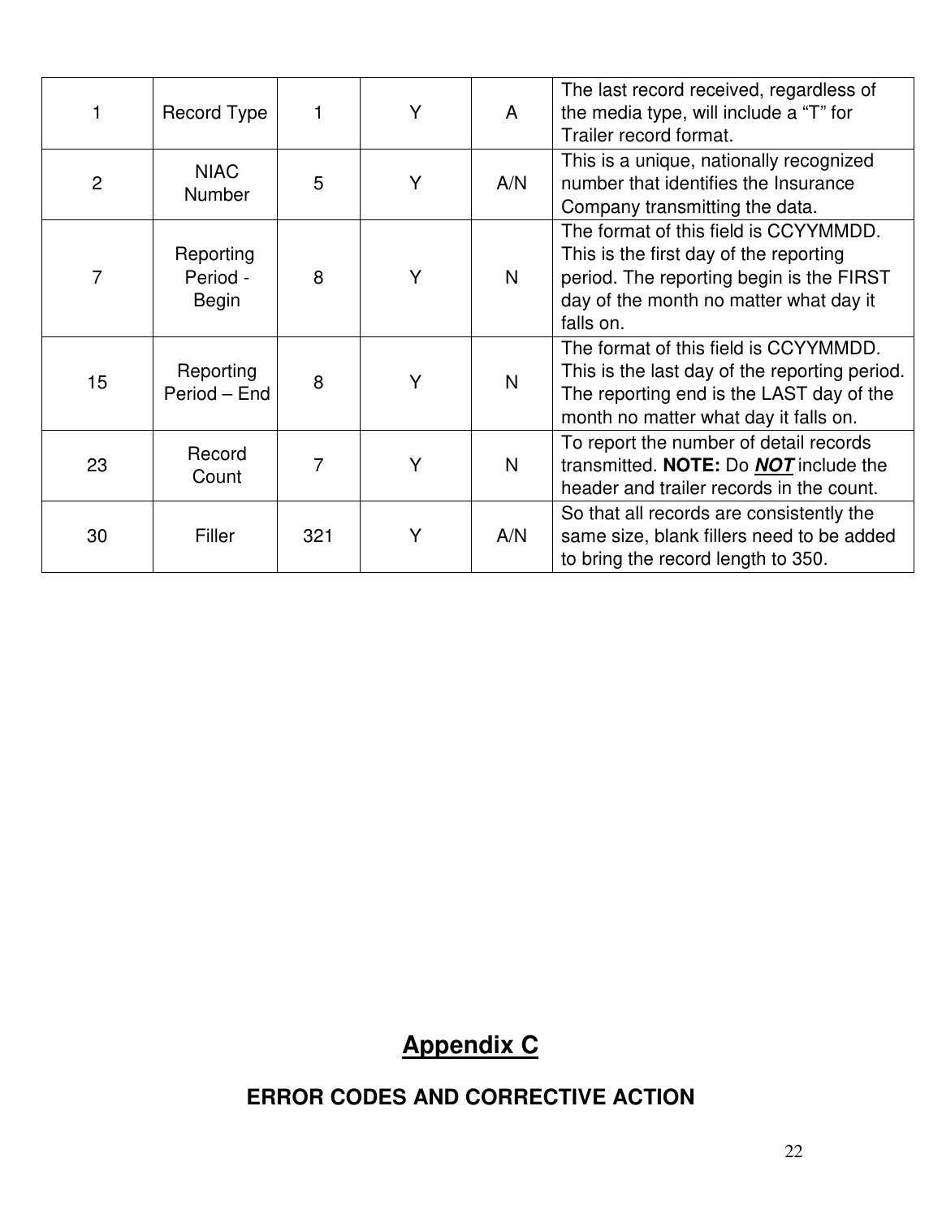| 1 | Record Type | 1 | Y | A | The last record received, regardless of the media type, will include a "T" for Trailer record format. |
|---|---|---|---|---|---|
| 2 | NIAC Number | 5 | Y | A/N | This is a unique, nationally recognized number that identifies the Insurance Company transmitting the data. |
| 7 | Reporting Period - Begin | 8 | Y | N | The format of this field is CCYYMMDD. This is the first day of the reporting period. The reporting begin is the FIRST day of the month no matter what day it falls on. |
| 15 | Reporting Period – End | 8 | Y | N | The format of this field is CCYYMMDD. This is the last day of the reporting period. The reporting end is the LAST day of the month no matter what day it falls on. |
| 23 | Record Count | 7 | Y | N | To report the number of detail records transmitted. **NOTE:** Do ***NOT*** include the header and trailer records in the count. |
| 30 | Filler | 321 | Y | A/N | So that all records are consistently the same size, blank fillers need to be added to bring the record length to 350. |

# Appendix C

## ERROR CODES AND CORRECTIVE ACTION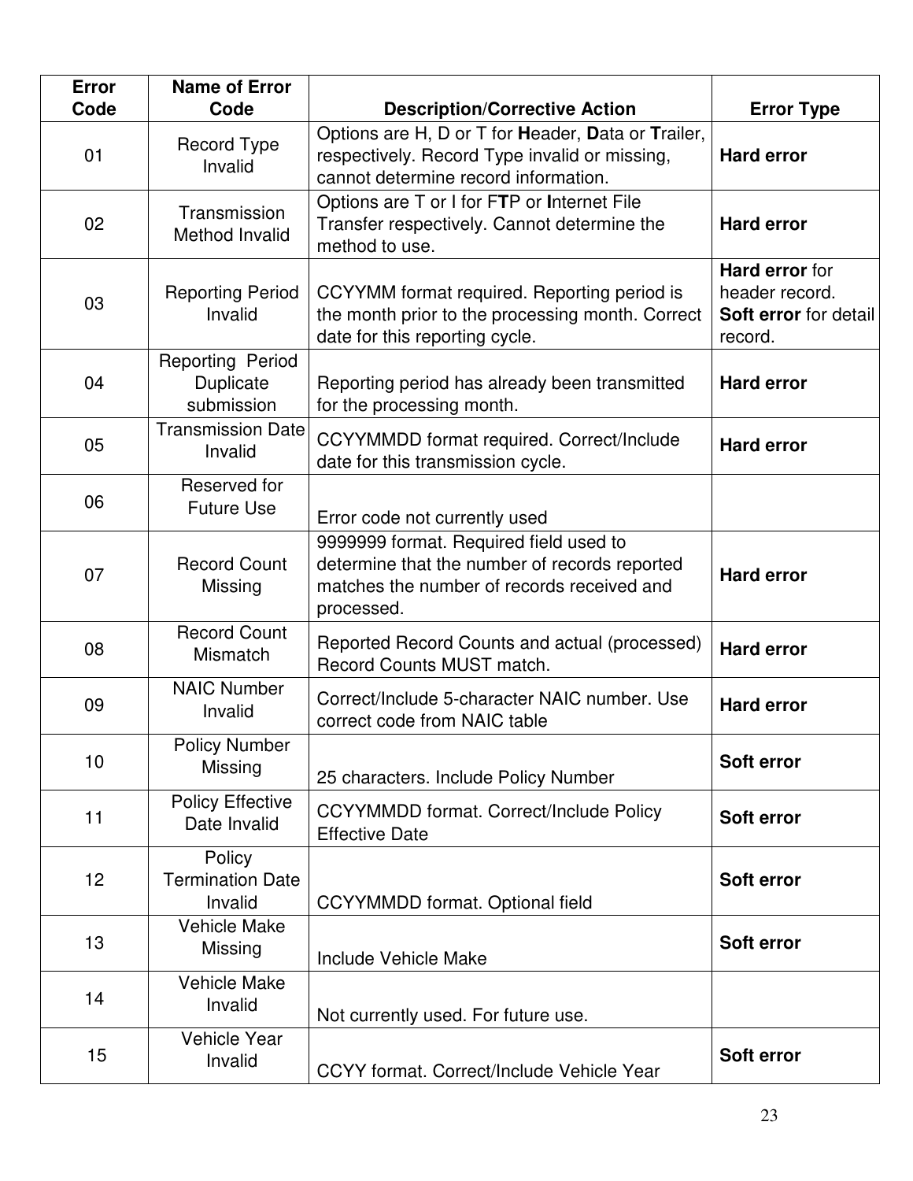| Error Code | Name of Error Code | Description/Corrective Action | Error Type |
|---|---|---|---|
| 01 | Record Type Invalid | Options are H, D or T for **H**eader, **D**ata or **T**railer, respectively. Record Type invalid or missing, cannot determine record information. | **Hard error** |
| 02 | Transmission Method Invalid | Options are T or I for F**T**P or **I**nternet File Transfer respectively. Cannot determine the method to use. | **Hard error** |
| 03 | Reporting Period Invalid | CCYYMM format required. Reporting period is the month prior to the processing month. Correct date for this reporting cycle. | **Hard error** for header record. **Soft error** for detail record. |
| 04 | Reporting Period Duplicate submission | Reporting period has already been transmitted for the processing month. | **Hard error** |
| 05 | Transmission Date Invalid | CCYYMMDD format required. Correct/Include date for this transmission cycle. | **Hard error** |
| 06 | Reserved for Future Use | Error code not currently used | |
| 07 | Record Count Missing | 9999999 format. Required field used to determine that the number of records reported matches the number of records received and processed. | **Hard error** |
| 08 | Record Count Mismatch | Reported Record Counts and actual (processed) Record Counts MUST match. | **Hard error** |
| 09 | NAIC Number Invalid | Correct/Include 5-character NAIC number. Use correct code from NAIC table | **Hard error** |
| 10 | Policy Number Missing | 25 characters. Include Policy Number | **Soft error** |
| 11 | Policy Effective Date Invalid | CCYYMMDD format. Correct/Include Policy Effective Date | **Soft error** |
| 12 | Policy Termination Date Invalid | CCYYMMDD format. Optional field | **Soft error** |
| 13 | Vehicle Make Missing | Include Vehicle Make | **Soft error** |
| 14 | Vehicle Make Invalid | Not currently used. For future use. | |
| 15 | Vehicle Year Invalid | CCYY format. Correct/Include Vehicle Year | **Soft error** |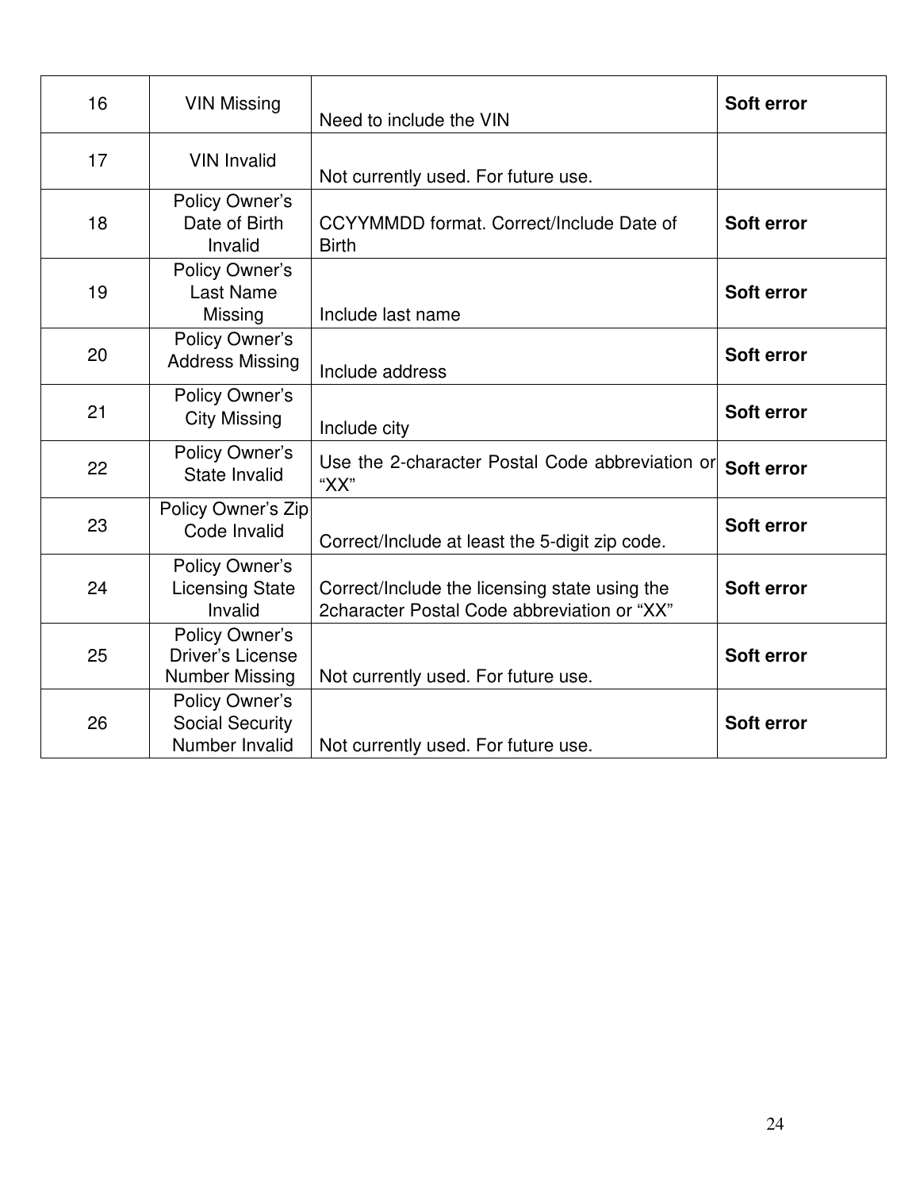| 16 | VIN Missing | Need to include the VIN | **Soft error** |
|---|---|---|---|
| 17 | VIN Invalid | Not currently used. For future use. | |
| 18 | Policy Owner's Date of Birth Invalid | CCYYMMDD format. Correct/Include Date of Birth | **Soft error** |
| 19 | Policy Owner's Last Name Missing | Include last name | **Soft error** |
| 20 | Policy Owner's Address Missing | Include address | **Soft error** |
| 21 | Policy Owner's City Missing | Include city | **Soft error** |
| 22 | Policy Owner's State Invalid | Use the 2-character Postal Code abbreviation or "XX" | **Soft error** |
| 23 | Policy Owner's Zip Code Invalid | Correct/Include at least the 5-digit zip code. | **Soft error** |
| 24 | Policy Owner's Licensing State Invalid | Correct/Include the licensing state using the 2character Postal Code abbreviation or "XX" | **Soft error** |
| 25 | Policy Owner's Driver's License Number Missing | Not currently used. For future use. | **Soft error** |
| 26 | Policy Owner's Social Security Number Invalid | Not currently used. For future use. | **Soft error** |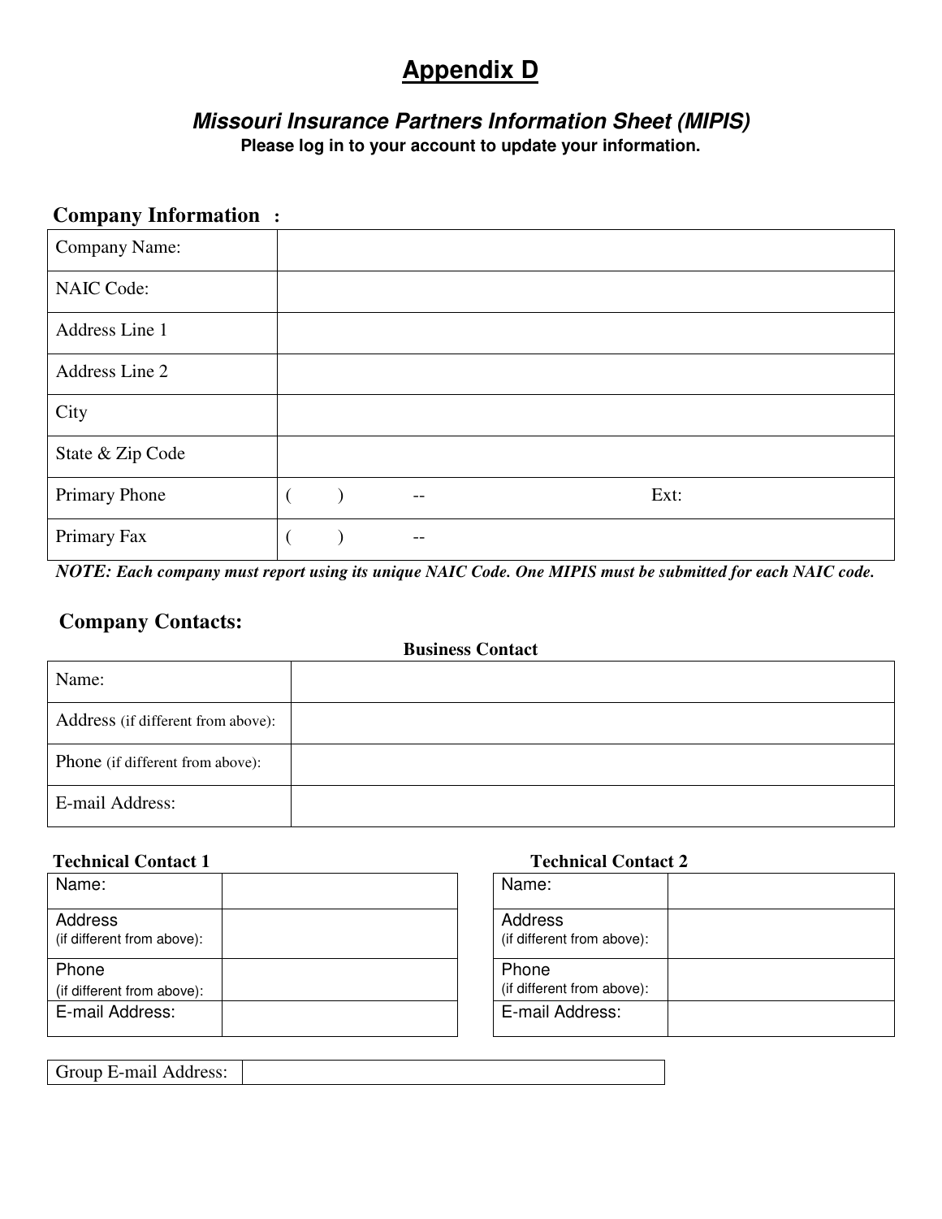# Appendix D

## *Missouri Insurance Partners Information Sheet (MIPIS)*

**Please log in to your account to update your information.**

### Company Information :

| Company Name: | |
|---|---|
| NAIC Code: | |
| Address Line 1 | |
| Address Line 2 | |
| City | |
| State & Zip Code | |
| Primary Phone | (    )    --    Ext: |
| Primary Fax | (    )    -- |

***NOTE:** Each company must report using its unique NAIC Code. One MIPIS must be submitted for each NAIC code.*

### Company Contacts:

**Business Contact**

| Name: | |
|---|---|
| Address (if different from above): | |
| Phone (if different from above): | |
| E-mail Address: | |

**Technical Contact 1**

| Name: | |
|---|---|
| Address (if different from above): | |
| Phone (if different from above): | |
| E-mail Address: | |

**Technical Contact 2**

| Name: | |
|---|---|
| Address (if different from above): | |
| Phone (if different from above): | |
| E-mail Address: | |

| Group E-mail Address: | |
|---|---|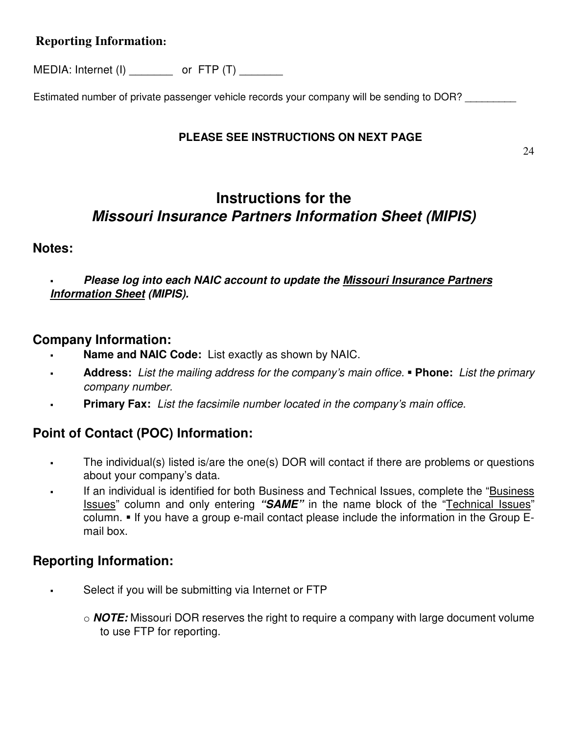**Reporting Information:**

MEDIA: Internet (I) _______ or FTP (T) _______

Estimated number of private passenger vehicle records your company will be sending to DOR? _________

**PLEASE SEE INSTRUCTIONS ON NEXT PAGE**

# Instructions for the *Missouri Insurance Partners Information Sheet (MIPIS)*

## Notes:

- ***Please log into each NAIC account to update the <u>Missouri Insurance Partners Information Sheet</u> (MIPIS).***

## Company Information:

- **Name and NAIC Code:** List exactly as shown by NAIC.
- **Address:** *List the mailing address for the company's main office.* ▪ **Phone:** *List the primary company number.*
- **Primary Fax:** *List the facsimile number located in the company's main office.*

## Point of Contact (POC) Information:

- The individual(s) listed is/are the one(s) DOR will contact if there are problems or questions about your company's data.
- If an individual is identified for both Business and Technical Issues, complete the "<u>Business Issues</u>" column and only entering ***"SAME"*** in the name block of the "<u>Technical Issues</u>" column. ▪ If you have a group e-mail contact please include the information in the Group E-mail box.

## Reporting Information:

- Select if you will be submitting via Internet or FTP
  - ***NOTE:*** Missouri DOR reserves the right to require a company with large document volume to use FTP for reporting.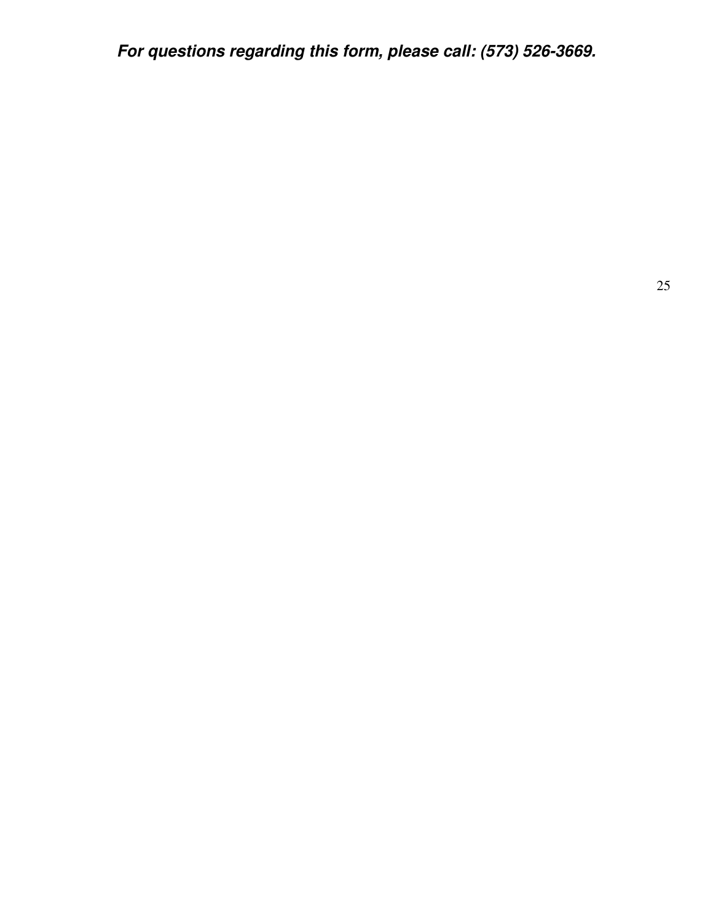***For questions regarding this form, please call: (573) 526-3669.***